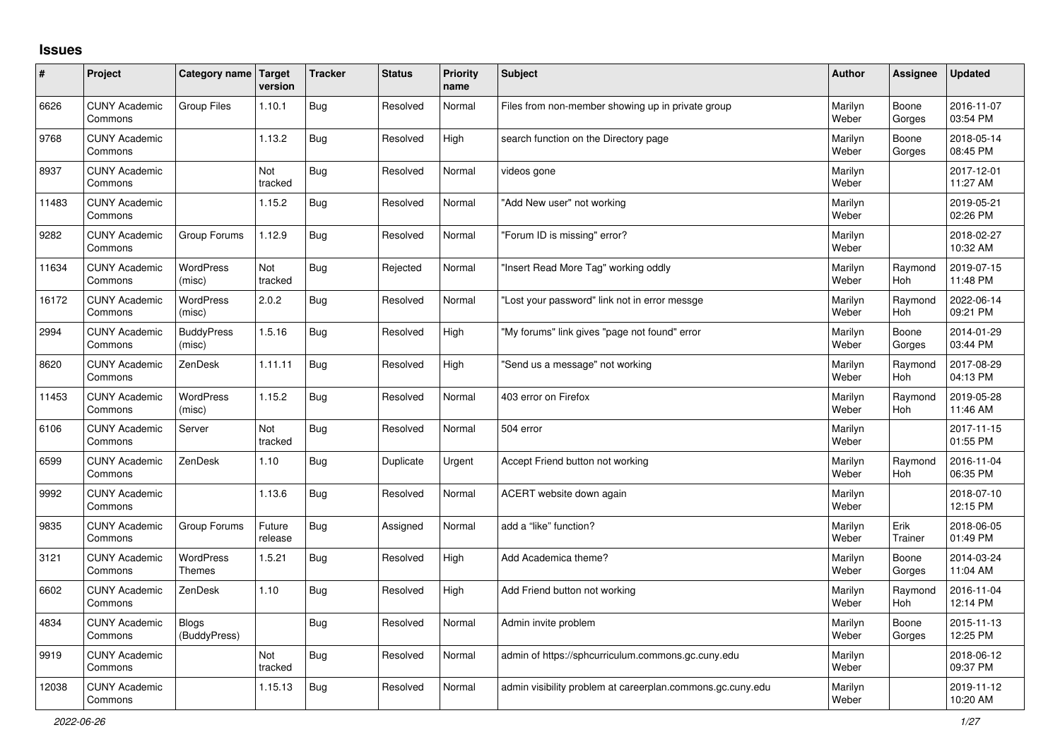# Issues

| # | Project | Category name | Target version | Tracker | Status | Priority name | Subject | Author | Assignee | Updated |
|---|---|---|---|---|---|---|---|---|---|---|
| 6626 | CUNY Academic Commons | Group Files | 1.10.1 | Bug | Resolved | Normal | Files from non-member showing up in private group | Marilyn Weber | Boone Gorges | 2016-11-07 03:54 PM |
| 9768 | CUNY Academic Commons | | 1.13.2 | Bug | Resolved | High | search function on the Directory page | Marilyn Weber | Boone Gorges | 2018-05-14 08:45 PM |
| 8937 | CUNY Academic Commons | | Not tracked | Bug | Resolved | Normal | videos gone | Marilyn Weber | | 2017-12-01 11:27 AM |
| 11483 | CUNY Academic Commons | | 1.15.2 | Bug | Resolved | Normal | "Add New user" not working | Marilyn Weber | | 2019-05-21 02:26 PM |
| 9282 | CUNY Academic Commons | Group Forums | 1.12.9 | Bug | Resolved | Normal | "Forum ID is missing" error? | Marilyn Weber | | 2018-02-27 10:32 AM |
| 11634 | CUNY Academic Commons | WordPress (misc) | Not tracked | Bug | Rejected | Normal | "Insert Read More Tag" working oddly | Marilyn Weber | Raymond Hoh | 2019-07-15 11:48 PM |
| 16172 | CUNY Academic Commons | WordPress (misc) | 2.0.2 | Bug | Resolved | Normal | "Lost your password" link not in error messge | Marilyn Weber | Raymond Hoh | 2022-06-14 09:21 PM |
| 2994 | CUNY Academic Commons | BuddyPress (misc) | 1.5.16 | Bug | Resolved | High | "My forums" link gives "page not found" error | Marilyn Weber | Boone Gorges | 2014-01-29 03:44 PM |
| 8620 | CUNY Academic Commons | ZenDesk | 1.11.11 | Bug | Resolved | High | "Send us a message" not working | Marilyn Weber | Raymond Hoh | 2017-08-29 04:13 PM |
| 11453 | CUNY Academic Commons | WordPress (misc) | 1.15.2 | Bug | Resolved | Normal | 403 error on Firefox | Marilyn Weber | Raymond Hoh | 2019-05-28 11:46 AM |
| 6106 | CUNY Academic Commons | Server | Not tracked | Bug | Resolved | Normal | 504 error | Marilyn Weber | | 2017-11-15 01:55 PM |
| 6599 | CUNY Academic Commons | ZenDesk | 1.10 | Bug | Duplicate | Urgent | Accept Friend button not working | Marilyn Weber | Raymond Hoh | 2016-11-04 06:35 PM |
| 9992 | CUNY Academic Commons | | 1.13.6 | Bug | Resolved | Normal | ACERT website down again | Marilyn Weber | | 2018-07-10 12:15 PM |
| 9835 | CUNY Academic Commons | Group Forums | Future release | Bug | Assigned | Normal | add a "like" function? | Marilyn Weber | Erik Trainer | 2018-06-05 01:49 PM |
| 3121 | CUNY Academic Commons | WordPress Themes | 1.5.21 | Bug | Resolved | High | Add Academica theme? | Marilyn Weber | Boone Gorges | 2014-03-24 11:04 AM |
| 6602 | CUNY Academic Commons | ZenDesk | 1.10 | Bug | Resolved | High | Add Friend button not working | Marilyn Weber | Raymond Hoh | 2016-11-04 12:14 PM |
| 4834 | CUNY Academic Commons | Blogs (BuddyPress) | | Bug | Resolved | Normal | Admin invite problem | Marilyn Weber | Boone Gorges | 2015-11-13 12:25 PM |
| 9919 | CUNY Academic Commons | | Not tracked | Bug | Resolved | Normal | admin of https://sphcurriculum.commons.gc.cuny.edu | Marilyn Weber | | 2018-06-12 09:37 PM |
| 12038 | CUNY Academic Commons | | 1.15.13 | Bug | Resolved | Normal | admin visibility problem at careerplan.commons.gc.cuny.edu | Marilyn Weber | | 2019-11-12 10:20 AM |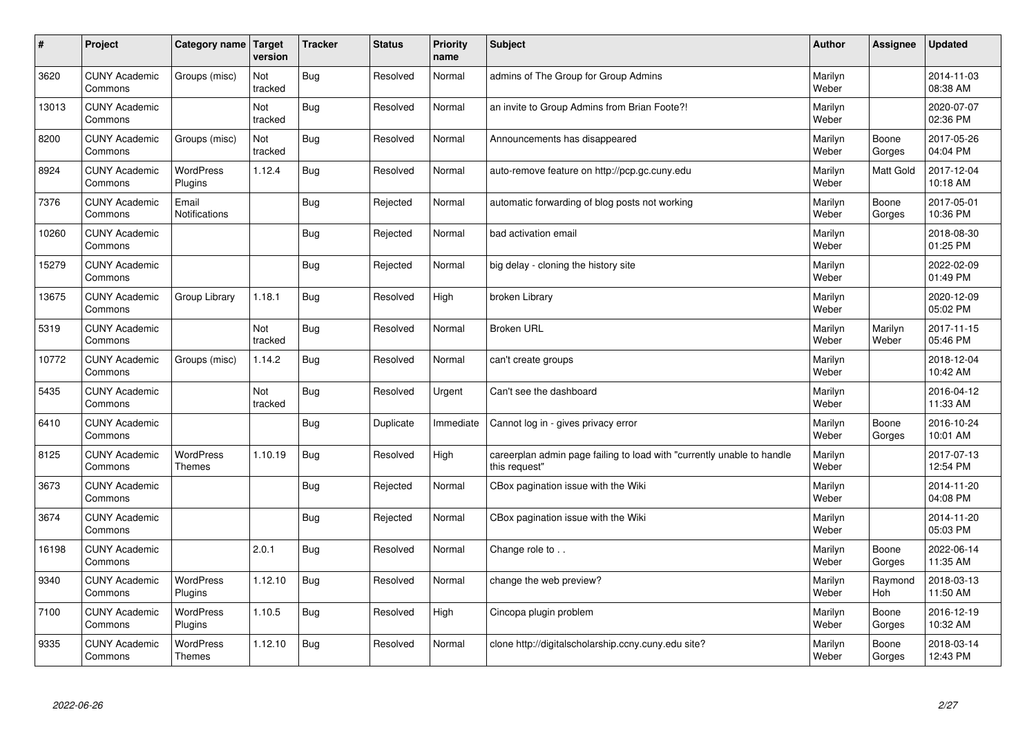| # | Project | Category name | Target version | Tracker | Status | Priority name | Subject | Author | Assignee | Updated |
|---|---|---|---|---|---|---|---|---|---|---|
| 3620 | CUNY Academic Commons | Groups (misc) | Not tracked | Bug | Resolved | Normal | admins of The Group for Group Admins | Marilyn Weber | | 2014-11-03 08:38 AM |
| 13013 | CUNY Academic Commons | | Not tracked | Bug | Resolved | Normal | an invite to Group Admins from Brian Foote?! | Marilyn Weber | | 2020-07-07 02:36 PM |
| 8200 | CUNY Academic Commons | Groups (misc) | Not tracked | Bug | Resolved | Normal | Announcements has disappeared | Marilyn Weber | Boone Gorges | 2017-05-26 04:04 PM |
| 8924 | CUNY Academic Commons | WordPress Plugins | 1.12.4 | Bug | Resolved | Normal | auto-remove feature on http://pcp.gc.cuny.edu | Marilyn Weber | Matt Gold | 2017-12-04 10:18 AM |
| 7376 | CUNY Academic Commons | Email Notifications | | Bug | Rejected | Normal | automatic forwarding of blog posts not working | Marilyn Weber | Boone Gorges | 2017-05-01 10:36 PM |
| 10260 | CUNY Academic Commons | | | Bug | Rejected | Normal | bad activation email | Marilyn Weber | | 2018-08-30 01:25 PM |
| 15279 | CUNY Academic Commons | | | Bug | Rejected | Normal | big delay - cloning the history site | Marilyn Weber | | 2022-02-09 01:49 PM |
| 13675 | CUNY Academic Commons | Group Library | 1.18.1 | Bug | Resolved | High | broken Library | Marilyn Weber | | 2020-12-09 05:02 PM |
| 5319 | CUNY Academic Commons | | Not tracked | Bug | Resolved | Normal | Broken URL | Marilyn Weber | Marilyn Weber | 2017-11-15 05:46 PM |
| 10772 | CUNY Academic Commons | Groups (misc) | 1.14.2 | Bug | Resolved | Normal | can't create groups | Marilyn Weber | | 2018-12-04 10:42 AM |
| 5435 | CUNY Academic Commons | | Not tracked | Bug | Resolved | Urgent | Can't see the dashboard | Marilyn Weber | | 2016-04-12 11:33 AM |
| 6410 | CUNY Academic Commons | | | Bug | Duplicate | Immediate | Cannot log in - gives privacy error | Marilyn Weber | Boone Gorges | 2016-10-24 10:01 AM |
| 8125 | CUNY Academic Commons | WordPress Themes | 1.10.19 | Bug | Resolved | High | careerplan admin page failing to load with "currently unable to handle this request" | Marilyn Weber | | 2017-07-13 12:54 PM |
| 3673 | CUNY Academic Commons | | | Bug | Rejected | Normal | CBox pagination issue with the Wiki | Marilyn Weber | | 2014-11-20 04:08 PM |
| 3674 | CUNY Academic Commons | | | Bug | Rejected | Normal | CBox pagination issue with the Wiki | Marilyn Weber | | 2014-11-20 05:03 PM |
| 16198 | CUNY Academic Commons | | 2.0.1 | Bug | Resolved | Normal | Change role to . . | Marilyn Weber | Boone Gorges | 2022-06-14 11:35 AM |
| 9340 | CUNY Academic Commons | WordPress Plugins | 1.12.10 | Bug | Resolved | Normal | change the web preview? | Marilyn Weber | Raymond Hoh | 2018-03-13 11:50 AM |
| 7100 | CUNY Academic Commons | WordPress Plugins | 1.10.5 | Bug | Resolved | High | Cincopa plugin problem | Marilyn Weber | Boone Gorges | 2016-12-19 10:32 AM |
| 9335 | CUNY Academic Commons | WordPress Themes | 1.12.10 | Bug | Resolved | Normal | clone http://digitalscholarship.ccny.cuny.edu site? | Marilyn Weber | Boone Gorges | 2018-03-14 12:43 PM |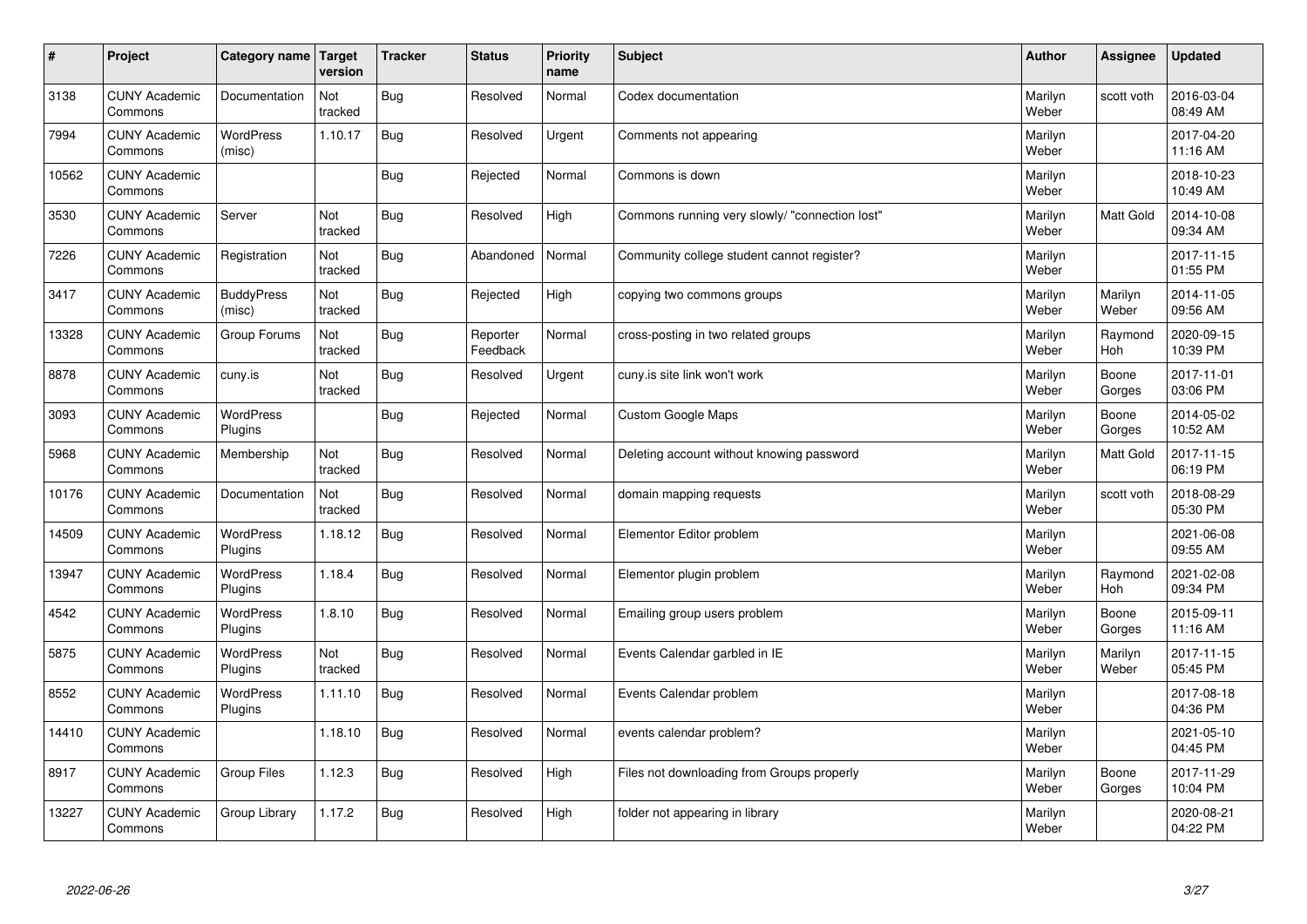| # | Project | Category name | Target version | Tracker | Status | Priority name | Subject | Author | Assignee | Updated |
|---|---|---|---|---|---|---|---|---|---|---|
| 3138 | CUNY Academic Commons | Documentation | Not tracked | Bug | Resolved | Normal | Codex documentation | Marilyn Weber | scott voth | 2016-03-04 08:49 AM |
| 7994 | CUNY Academic Commons | WordPress (misc) | 1.10.17 | Bug | Resolved | Urgent | Comments not appearing | Marilyn Weber | | 2017-04-20 11:16 AM |
| 10562 | CUNY Academic Commons | | | Bug | Rejected | Normal | Commons is down | Marilyn Weber | | 2018-10-23 10:49 AM |
| 3530 | CUNY Academic Commons | Server | Not tracked | Bug | Resolved | High | Commons running very slowly/ "connection lost" | Marilyn Weber | Matt Gold | 2014-10-08 09:34 AM |
| 7226 | CUNY Academic Commons | Registration | Not tracked | Bug | Abandoned | Normal | Community college student cannot register? | Marilyn Weber | | 2017-11-15 01:55 PM |
| 3417 | CUNY Academic Commons | BuddyPress (misc) | Not tracked | Bug | Rejected | High | copying two commons groups | Marilyn Weber | Marilyn Weber | 2014-11-05 09:56 AM |
| 13328 | CUNY Academic Commons | Group Forums | Not tracked | Bug | Reporter Feedback | Normal | cross-posting in two related groups | Marilyn Weber | Raymond Hoh | 2020-09-15 10:39 PM |
| 8878 | CUNY Academic Commons | cuny.is | Not tracked | Bug | Resolved | Urgent | cuny.is site link won't work | Marilyn Weber | Boone Gorges | 2017-11-01 03:06 PM |
| 3093 | CUNY Academic Commons | WordPress Plugins | | Bug | Rejected | Normal | Custom Google Maps | Marilyn Weber | Boone Gorges | 2014-05-02 10:52 AM |
| 5968 | CUNY Academic Commons | Membership | Not tracked | Bug | Resolved | Normal | Deleting account without knowing password | Marilyn Weber | Matt Gold | 2017-11-15 06:19 PM |
| 10176 | CUNY Academic Commons | Documentation | Not tracked | Bug | Resolved | Normal | domain mapping requests | Marilyn Weber | scott voth | 2018-08-29 05:30 PM |
| 14509 | CUNY Academic Commons | WordPress Plugins | 1.18.12 | Bug | Resolved | Normal | Elementor Editor problem | Marilyn Weber | | 2021-06-08 09:55 AM |
| 13947 | CUNY Academic Commons | WordPress Plugins | 1.18.4 | Bug | Resolved | Normal | Elementor plugin problem | Marilyn Weber | Raymond Hoh | 2021-02-08 09:34 PM |
| 4542 | CUNY Academic Commons | WordPress Plugins | 1.8.10 | Bug | Resolved | Normal | Emailing group users problem | Marilyn Weber | Boone Gorges | 2015-09-11 11:16 AM |
| 5875 | CUNY Academic Commons | WordPress Plugins | Not tracked | Bug | Resolved | Normal | Events Calendar garbled in IE | Marilyn Weber | Marilyn Weber | 2017-11-15 05:45 PM |
| 8552 | CUNY Academic Commons | WordPress Plugins | 1.11.10 | Bug | Resolved | Normal | Events Calendar problem | Marilyn Weber | | 2017-08-18 04:36 PM |
| 14410 | CUNY Academic Commons | | 1.18.10 | Bug | Resolved | Normal | events calendar problem? | Marilyn Weber | | 2021-05-10 04:45 PM |
| 8917 | CUNY Academic Commons | Group Files | 1.12.3 | Bug | Resolved | High | Files not downloading from Groups properly | Marilyn Weber | Boone Gorges | 2017-11-29 10:04 PM |
| 13227 | CUNY Academic Commons | Group Library | 1.17.2 | Bug | Resolved | High | folder not appearing in library | Marilyn Weber | | 2020-08-21 04:22 PM |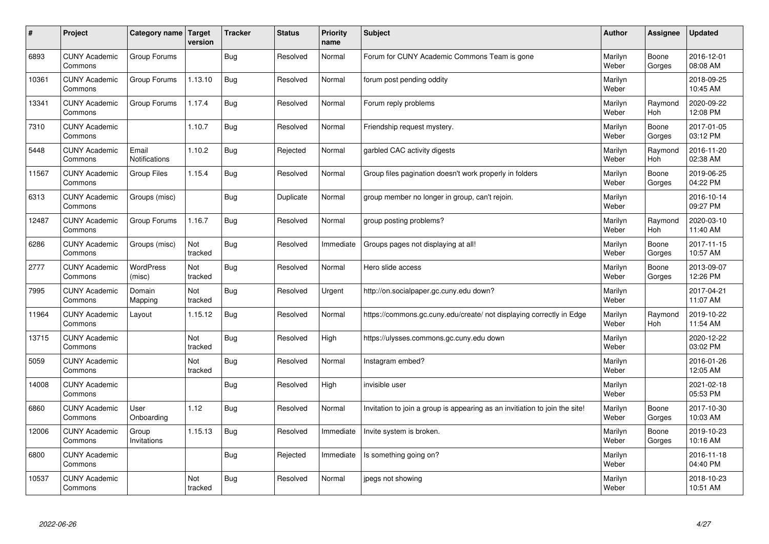| # | Project | Category name | Target version | Tracker | Status | Priority name | Subject | Author | Assignee | Updated |
|---|---|---|---|---|---|---|---|---|---|---|
| 6893 | CUNY Academic Commons | Group Forums | | Bug | Resolved | Normal | Forum for CUNY Academic Commons Team is gone | Marilyn Weber | Boone Gorges | 2016-12-01 08:08 AM |
| 10361 | CUNY Academic Commons | Group Forums | 1.13.10 | Bug | Resolved | Normal | forum post pending oddity | Marilyn Weber | | 2018-09-25 10:45 AM |
| 13341 | CUNY Academic Commons | Group Forums | 1.17.4 | Bug | Resolved | Normal | Forum reply problems | Marilyn Weber | Raymond Hoh | 2020-09-22 12:08 PM |
| 7310 | CUNY Academic Commons | | 1.10.7 | Bug | Resolved | Normal | Friendship request mystery. | Marilyn Weber | Boone Gorges | 2017-01-05 03:12 PM |
| 5448 | CUNY Academic Commons | Email Notifications | 1.10.2 | Bug | Rejected | Normal | garbled CAC activity digests | Marilyn Weber | Raymond Hoh | 2016-11-20 02:38 AM |
| 11567 | CUNY Academic Commons | Group Files | 1.15.4 | Bug | Resolved | Normal | Group files pagination doesn't work properly in folders | Marilyn Weber | Boone Gorges | 2019-06-25 04:22 PM |
| 6313 | CUNY Academic Commons | Groups (misc) | | Bug | Duplicate | Normal | group member no longer in group, can't rejoin. | Marilyn Weber | | 2016-10-14 09:27 PM |
| 12487 | CUNY Academic Commons | Group Forums | 1.16.7 | Bug | Resolved | Normal | group posting problems? | Marilyn Weber | Raymond Hoh | 2020-03-10 11:40 AM |
| 6286 | CUNY Academic Commons | Groups (misc) | Not tracked | Bug | Resolved | Immediate | Groups pages not displaying at all! | Marilyn Weber | Boone Gorges | 2017-11-15 10:57 AM |
| 2777 | CUNY Academic Commons | WordPress (misc) | Not tracked | Bug | Resolved | Normal | Hero slide access | Marilyn Weber | Boone Gorges | 2013-09-07 12:26 PM |
| 7995 | CUNY Academic Commons | Domain Mapping | Not tracked | Bug | Resolved | Urgent | http://on.socialpaper.gc.cuny.edu down? | Marilyn Weber | | 2017-04-21 11:07 AM |
| 11964 | CUNY Academic Commons | Layout | 1.15.12 | Bug | Resolved | Normal | https://commons.gc.cuny.edu/create/ not displaying correctly in Edge | Marilyn Weber | Raymond Hoh | 2019-10-22 11:54 AM |
| 13715 | CUNY Academic Commons | | Not tracked | Bug | Resolved | High | https://ulysses.commons.gc.cuny.edu down | Marilyn Weber | | 2020-12-22 03:02 PM |
| 5059 | CUNY Academic Commons | | Not tracked | Bug | Resolved | Normal | Instagram embed? | Marilyn Weber | | 2016-01-26 12:05 AM |
| 14008 | CUNY Academic Commons | | | Bug | Resolved | High | invisible user | Marilyn Weber | | 2021-02-18 05:53 PM |
| 6860 | CUNY Academic Commons | User Onboarding | 1.12 | Bug | Resolved | Normal | Invitation to join a group is appearing as an invitiation to join the site! | Marilyn Weber | Boone Gorges | 2017-10-30 10:03 AM |
| 12006 | CUNY Academic Commons | Group Invitations | 1.15.13 | Bug | Resolved | Immediate | Invite system is broken. | Marilyn Weber | Boone Gorges | 2019-10-23 10:16 AM |
| 6800 | CUNY Academic Commons | | | Bug | Rejected | Immediate | Is something going on? | Marilyn Weber | | 2016-11-18 04:40 PM |
| 10537 | CUNY Academic Commons | | Not tracked | Bug | Resolved | Normal | jpegs not showing | Marilyn Weber | | 2018-10-23 10:51 AM |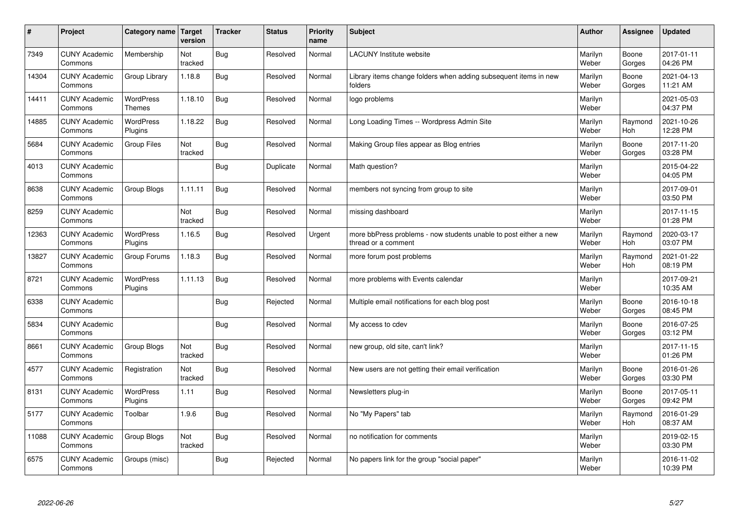| # | Project | Category name | Target version | Tracker | Status | Priority name | Subject | Author | Assignee | Updated |
|---|---|---|---|---|---|---|---|---|---|---|
| 7349 | CUNY Academic Commons | Membership | Not tracked | Bug | Resolved | Normal | LACUNY Institute website | Marilyn Weber | Boone Gorges | 2017-01-11 04:26 PM |
| 14304 | CUNY Academic Commons | Group Library | 1.18.8 | Bug | Resolved | Normal | Library items change folders when adding subsequent items in new folders | Marilyn Weber | Boone Gorges | 2021-04-13 11:21 AM |
| 14411 | CUNY Academic Commons | WordPress Themes | 1.18.10 | Bug | Resolved | Normal | logo problems | Marilyn Weber | | 2021-05-03 04:37 PM |
| 14885 | CUNY Academic Commons | WordPress Plugins | 1.18.22 | Bug | Resolved | Normal | Long Loading Times -- Wordpress Admin Site | Marilyn Weber | Raymond Hoh | 2021-10-26 12:28 PM |
| 5684 | CUNY Academic Commons | Group Files | Not tracked | Bug | Resolved | Normal | Making Group files appear as Blog entries | Marilyn Weber | Boone Gorges | 2017-11-20 03:28 PM |
| 4013 | CUNY Academic Commons | | | Bug | Duplicate | Normal | Math question? | Marilyn Weber | | 2015-04-22 04:05 PM |
| 8638 | CUNY Academic Commons | Group Blogs | 1.11.11 | Bug | Resolved | Normal | members not syncing from group to site | Marilyn Weber | | 2017-09-01 03:50 PM |
| 8259 | CUNY Academic Commons | | Not tracked | Bug | Resolved | Normal | missing dashboard | Marilyn Weber | | 2017-11-15 01:28 PM |
| 12363 | CUNY Academic Commons | WordPress Plugins | 1.16.5 | Bug | Resolved | Urgent | more bbPress problems - now students unable to post either a new thread or a comment | Marilyn Weber | Raymond Hoh | 2020-03-17 03:07 PM |
| 13827 | CUNY Academic Commons | Group Forums | 1.18.3 | Bug | Resolved | Normal | more forum post problems | Marilyn Weber | Raymond Hoh | 2021-01-22 08:19 PM |
| 8721 | CUNY Academic Commons | WordPress Plugins | 1.11.13 | Bug | Resolved | Normal | more problems with Events calendar | Marilyn Weber | | 2017-09-21 10:35 AM |
| 6338 | CUNY Academic Commons | | | Bug | Rejected | Normal | Multiple email notifications for each blog post | Marilyn Weber | Boone Gorges | 2016-10-18 08:45 PM |
| 5834 | CUNY Academic Commons | | | Bug | Resolved | Normal | My access to cdev | Marilyn Weber | Boone Gorges | 2016-07-25 03:12 PM |
| 8661 | CUNY Academic Commons | Group Blogs | Not tracked | Bug | Resolved | Normal | new group, old site, can't link? | Marilyn Weber | | 2017-11-15 01:26 PM |
| 4577 | CUNY Academic Commons | Registration | Not tracked | Bug | Resolved | Normal | New users are not getting their email verification | Marilyn Weber | Boone Gorges | 2016-01-26 03:30 PM |
| 8131 | CUNY Academic Commons | WordPress Plugins | 1.11 | Bug | Resolved | Normal | Newsletters plug-in | Marilyn Weber | Boone Gorges | 2017-05-11 09:42 PM |
| 5177 | CUNY Academic Commons | Toolbar | 1.9.6 | Bug | Resolved | Normal | No "My Papers" tab | Marilyn Weber | Raymond Hoh | 2016-01-29 08:37 AM |
| 11088 | CUNY Academic Commons | Group Blogs | Not tracked | Bug | Resolved | Normal | no notification for comments | Marilyn Weber | | 2019-02-15 03:30 PM |
| 6575 | CUNY Academic Commons | Groups (misc) | | Bug | Rejected | Normal | No papers link for the group "social paper" | Marilyn Weber | | 2016-11-02 10:39 PM |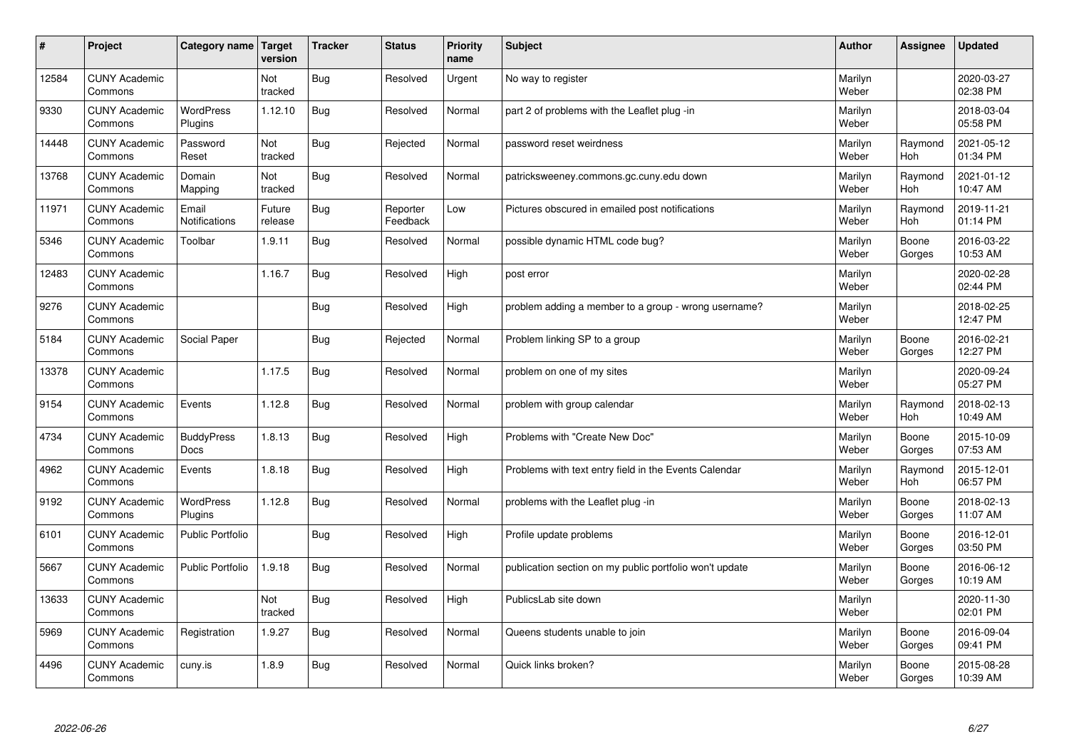| # | Project | Category name | Target version | Tracker | Status | Priority name | Subject | Author | Assignee | Updated |
|---|---|---|---|---|---|---|---|---|---|---|
| 12584 | CUNY Academic Commons | | Not tracked | Bug | Resolved | Urgent | No way to register | Marilyn Weber | | 2020-03-27 02:38 PM |
| 9330 | CUNY Academic Commons | WordPress Plugins | 1.12.10 | Bug | Resolved | Normal | part 2 of problems with the Leaflet plug -in | Marilyn Weber | | 2018-03-04 05:58 PM |
| 14448 | CUNY Academic Commons | Password Reset | Not tracked | Bug | Rejected | Normal | password reset weirdness | Marilyn Weber | Raymond Hoh | 2021-05-12 01:34 PM |
| 13768 | CUNY Academic Commons | Domain Mapping | Not tracked | Bug | Resolved | Normal | patricksweeney.commons.gc.cuny.edu down | Marilyn Weber | Raymond Hoh | 2021-01-12 10:47 AM |
| 11971 | CUNY Academic Commons | Email Notifications | Future release | Bug | Reporter Feedback | Low | Pictures obscured in emailed post notifications | Marilyn Weber | Raymond Hoh | 2019-11-21 01:14 PM |
| 5346 | CUNY Academic Commons | Toolbar | 1.9.11 | Bug | Resolved | Normal | possible dynamic HTML code bug? | Marilyn Weber | Boone Gorges | 2016-03-22 10:53 AM |
| 12483 | CUNY Academic Commons | | 1.16.7 | Bug | Resolved | High | post error | Marilyn Weber | | 2020-02-28 02:44 PM |
| 9276 | CUNY Academic Commons | | | Bug | Resolved | High | problem adding a member to a group - wrong username? | Marilyn Weber | | 2018-02-25 12:47 PM |
| 5184 | CUNY Academic Commons | Social Paper | | Bug | Rejected | Normal | Problem linking SP to a group | Marilyn Weber | Boone Gorges | 2016-02-21 12:27 PM |
| 13378 | CUNY Academic Commons | | 1.17.5 | Bug | Resolved | Normal | problem on one of my sites | Marilyn Weber | | 2020-09-24 05:27 PM |
| 9154 | CUNY Academic Commons | Events | 1.12.8 | Bug | Resolved | Normal | problem with group calendar | Marilyn Weber | Raymond Hoh | 2018-02-13 10:49 AM |
| 4734 | CUNY Academic Commons | BuddyPress Docs | 1.8.13 | Bug | Resolved | High | Problems with "Create New Doc" | Marilyn Weber | Boone Gorges | 2015-10-09 07:53 AM |
| 4962 | CUNY Academic Commons | Events | 1.8.18 | Bug | Resolved | High | Problems with text entry field in the Events Calendar | Marilyn Weber | Raymond Hoh | 2015-12-01 06:57 PM |
| 9192 | CUNY Academic Commons | WordPress Plugins | 1.12.8 | Bug | Resolved | Normal | problems with the Leaflet plug -in | Marilyn Weber | Boone Gorges | 2018-02-13 11:07 AM |
| 6101 | CUNY Academic Commons | Public Portfolio | | Bug | Resolved | High | Profile update problems | Marilyn Weber | Boone Gorges | 2016-12-01 03:50 PM |
| 5667 | CUNY Academic Commons | Public Portfolio | 1.9.18 | Bug | Resolved | Normal | publication section on my public portfolio won't update | Marilyn Weber | Boone Gorges | 2016-06-12 10:19 AM |
| 13633 | CUNY Academic Commons | | Not tracked | Bug | Resolved | High | PublicsLab site down | Marilyn Weber | | 2020-11-30 02:01 PM |
| 5969 | CUNY Academic Commons | Registration | 1.9.27 | Bug | Resolved | Normal | Queens students unable to join | Marilyn Weber | Boone Gorges | 2016-09-04 09:41 PM |
| 4496 | CUNY Academic Commons | cuny.is | 1.8.9 | Bug | Resolved | Normal | Quick links broken? | Marilyn Weber | Boone Gorges | 2015-08-28 10:39 AM |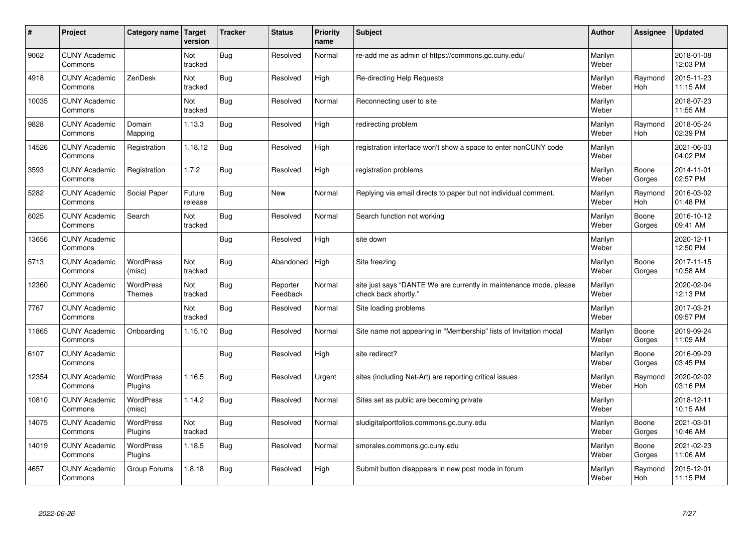| # | Project | Category name | Target version | Tracker | Status | Priority name | Subject | Author | Assignee | Updated |
|---|---|---|---|---|---|---|---|---|---|---|
| 9062 | CUNY Academic Commons | | Not tracked | Bug | Resolved | Normal | re-add me as admin of https://commons.gc.cuny.edu/ | Marilyn Weber | | 2018-01-08 12:03 PM |
| 4918 | CUNY Academic Commons | ZenDesk | Not tracked | Bug | Resolved | High | Re-directing Help Requests | Marilyn Weber | Raymond Hoh | 2015-11-23 11:15 AM |
| 10035 | CUNY Academic Commons | | Not tracked | Bug | Resolved | Normal | Reconnecting user to site | Marilyn Weber | | 2018-07-23 11:55 AM |
| 9828 | CUNY Academic Commons | Domain Mapping | 1.13.3 | Bug | Resolved | High | redirecting problem | Marilyn Weber | Raymond Hoh | 2018-05-24 02:39 PM |
| 14526 | CUNY Academic Commons | Registration | 1.18.12 | Bug | Resolved | High | registration interface won't show a space to enter nonCUNY code | Marilyn Weber | | 2021-06-03 04:02 PM |
| 3593 | CUNY Academic Commons | Registration | 1.7.2 | Bug | Resolved | High | registration problems | Marilyn Weber | Boone Gorges | 2014-11-01 02:57 PM |
| 5282 | CUNY Academic Commons | Social Paper | Future release | Bug | New | Normal | Replying via email directs to paper but not individual comment. | Marilyn Weber | Raymond Hoh | 2016-03-02 01:48 PM |
| 6025 | CUNY Academic Commons | Search | Not tracked | Bug | Resolved | Normal | Search function not working | Marilyn Weber | Boone Gorges | 2016-10-12 09:41 AM |
| 13656 | CUNY Academic Commons | | | Bug | Resolved | High | site down | Marilyn Weber | | 2020-12-11 12:50 PM |
| 5713 | CUNY Academic Commons | WordPress (misc) | Not tracked | Bug | Abandoned | High | Site freezing | Marilyn Weber | Boone Gorges | 2017-11-15 10:58 AM |
| 12360 | CUNY Academic Commons | WordPress Themes | Not tracked | Bug | Reporter Feedback | Normal | site just says "DANTE We are currently in maintenance mode, please check back shortly." | Marilyn Weber | | 2020-02-04 12:13 PM |
| 7767 | CUNY Academic Commons | | Not tracked | Bug | Resolved | Normal | Site loading problems | Marilyn Weber | | 2017-03-21 09:57 PM |
| 11865 | CUNY Academic Commons | Onboarding | 1.15.10 | Bug | Resolved | Normal | Site name not appearing in "Membership" lists of Invitation modal | Marilyn Weber | Boone Gorges | 2019-09-24 11:09 AM |
| 6107 | CUNY Academic Commons | | | Bug | Resolved | High | site redirect? | Marilyn Weber | Boone Gorges | 2016-09-29 03:45 PM |
| 12354 | CUNY Academic Commons | WordPress Plugins | 1.16.5 | Bug | Resolved | Urgent | sites (including Net-Art) are reporting critical issues | Marilyn Weber | Raymond Hoh | 2020-02-02 03:16 PM |
| 10810 | CUNY Academic Commons | WordPress (misc) | 1.14.2 | Bug | Resolved | Normal | Sites set as public are becoming private | Marilyn Weber | | 2018-12-11 10:15 AM |
| 14075 | CUNY Academic Commons | WordPress Plugins | Not tracked | Bug | Resolved | Normal | sludigitalportfolios.commons.gc.cuny.edu | Marilyn Weber | Boone Gorges | 2021-03-01 10:46 AM |
| 14019 | CUNY Academic Commons | WordPress Plugins | 1.18.5 | Bug | Resolved | Normal | smorales.commons.gc.cuny.edu | Marilyn Weber | Boone Gorges | 2021-02-23 11:06 AM |
| 4657 | CUNY Academic Commons | Group Forums | 1.8.18 | Bug | Resolved | High | Submit button disappears in new post mode in forum | Marilyn Weber | Raymond Hoh | 2015-12-01 11:15 PM |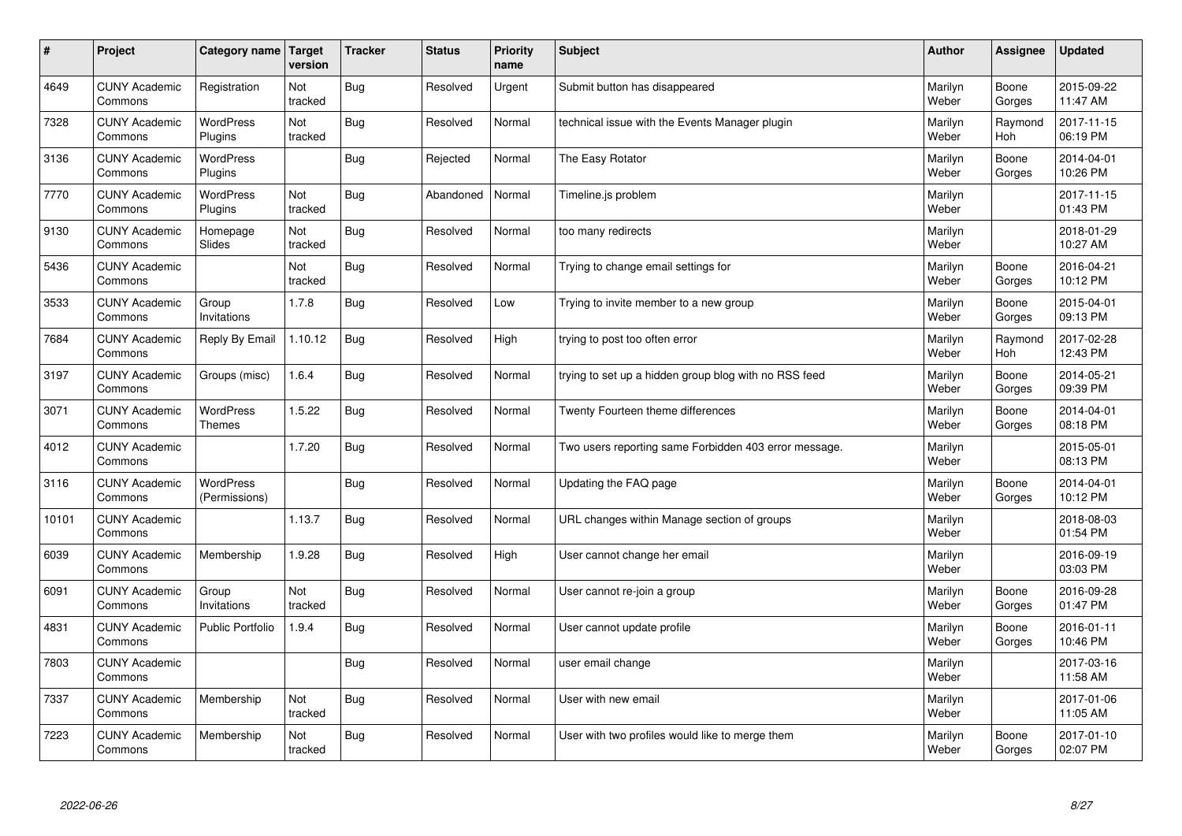| # | Project | Category name | Target version | Tracker | Status | Priority name | Subject | Author | Assignee | Updated |
|---|---|---|---|---|---|---|---|---|---|---|
| 4649 | CUNY Academic Commons | Registration | Not tracked | Bug | Resolved | Urgent | Submit button has disappeared | Marilyn Weber | Boone Gorges | 2015-09-22 11:47 AM |
| 7328 | CUNY Academic Commons | WordPress Plugins | Not tracked | Bug | Resolved | Normal | technical issue with the Events Manager plugin | Marilyn Weber | Raymond Hoh | 2017-11-15 06:19 PM |
| 3136 | CUNY Academic Commons | WordPress Plugins | | Bug | Rejected | Normal | The Easy Rotator | Marilyn Weber | Boone Gorges | 2014-04-01 10:26 PM |
| 7770 | CUNY Academic Commons | WordPress Plugins | Not tracked | Bug | Abandoned | Normal | Timeline.js problem | Marilyn Weber | | 2017-11-15 01:43 PM |
| 9130 | CUNY Academic Commons | Homepage Slides | Not tracked | Bug | Resolved | Normal | too many redirects | Marilyn Weber | | 2018-01-29 10:27 AM |
| 5436 | CUNY Academic Commons | | Not tracked | Bug | Resolved | Normal | Trying to change email settings for | Marilyn Weber | Boone Gorges | 2016-04-21 10:12 PM |
| 3533 | CUNY Academic Commons | Group Invitations | 1.7.8 | Bug | Resolved | Low | Trying to invite member to a new group | Marilyn Weber | Boone Gorges | 2015-04-01 09:13 PM |
| 7684 | CUNY Academic Commons | Reply By Email | 1.10.12 | Bug | Resolved | High | trying to post too often error | Marilyn Weber | Raymond Hoh | 2017-02-28 12:43 PM |
| 3197 | CUNY Academic Commons | Groups (misc) | 1.6.4 | Bug | Resolved | Normal | trying to set up a hidden group blog with no RSS feed | Marilyn Weber | Boone Gorges | 2014-05-21 09:39 PM |
| 3071 | CUNY Academic Commons | WordPress Themes | 1.5.22 | Bug | Resolved | Normal | Twenty Fourteen theme differences | Marilyn Weber | Boone Gorges | 2014-04-01 08:18 PM |
| 4012 | CUNY Academic Commons | | 1.7.20 | Bug | Resolved | Normal | Two users reporting same Forbidden 403 error message. | Marilyn Weber | | 2015-05-01 08:13 PM |
| 3116 | CUNY Academic Commons | WordPress (Permissions) | | Bug | Resolved | Normal | Updating the FAQ page | Marilyn Weber | Boone Gorges | 2014-04-01 10:12 PM |
| 10101 | CUNY Academic Commons | | 1.13.7 | Bug | Resolved | Normal | URL changes within Manage section of groups | Marilyn Weber | | 2018-08-03 01:54 PM |
| 6039 | CUNY Academic Commons | Membership | 1.9.28 | Bug | Resolved | High | User cannot change her email | Marilyn Weber | | 2016-09-19 03:03 PM |
| 6091 | CUNY Academic Commons | Group Invitations | Not tracked | Bug | Resolved | Normal | User cannot re-join a group | Marilyn Weber | Boone Gorges | 2016-09-28 01:47 PM |
| 4831 | CUNY Academic Commons | Public Portfolio | 1.9.4 | Bug | Resolved | Normal | User cannot update profile | Marilyn Weber | Boone Gorges | 2016-01-11 10:46 PM |
| 7803 | CUNY Academic Commons | | | Bug | Resolved | Normal | user email change | Marilyn Weber | | 2017-03-16 11:58 AM |
| 7337 | CUNY Academic Commons | Membership | Not tracked | Bug | Resolved | Normal | User with new email | Marilyn Weber | | 2017-01-06 11:05 AM |
| 7223 | CUNY Academic Commons | Membership | Not tracked | Bug | Resolved | Normal | User with two profiles would like to merge them | Marilyn Weber | Boone Gorges | 2017-01-10 02:07 PM |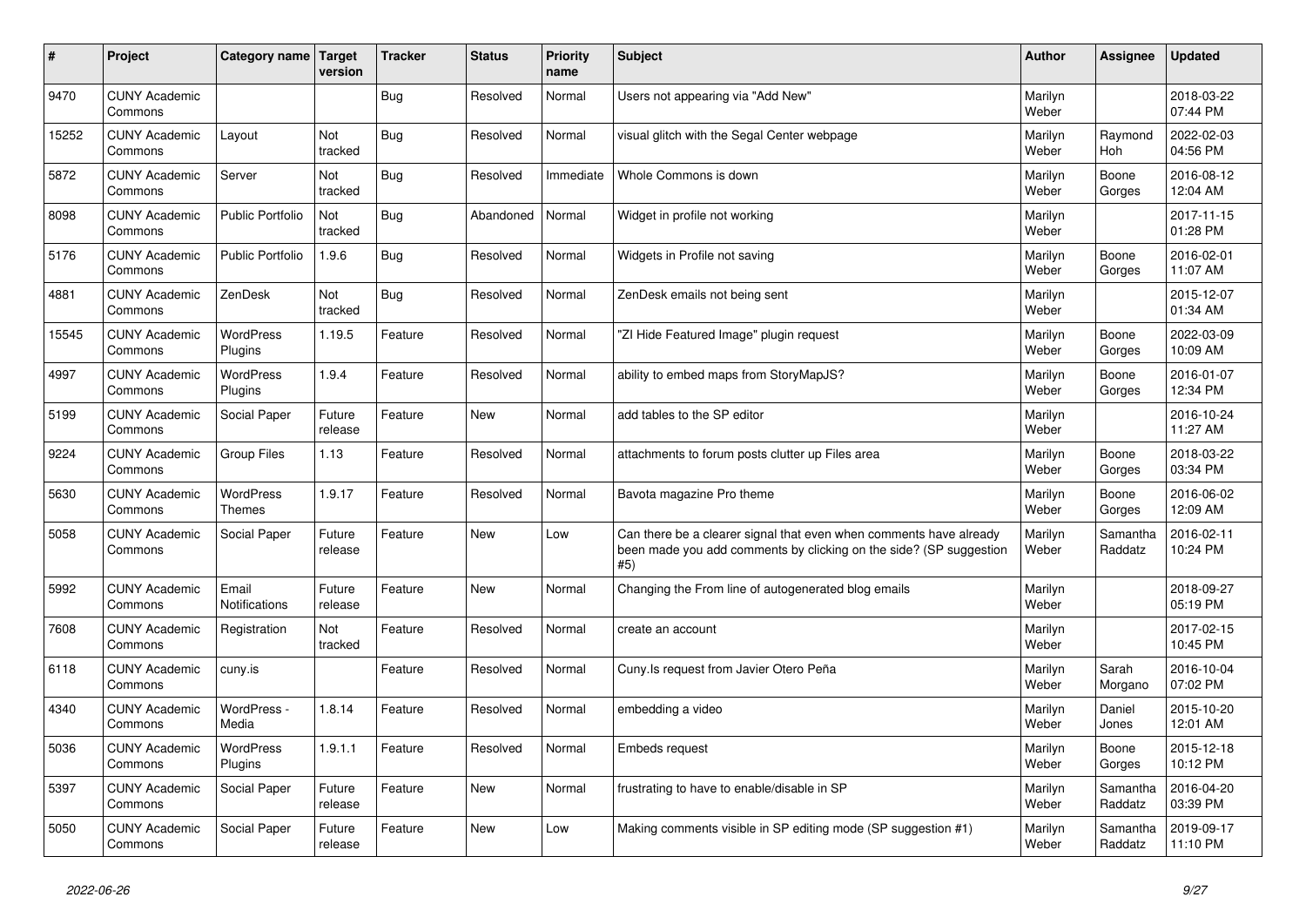| # | Project | Category name | Target version | Tracker | Status | Priority name | Subject | Author | Assignee | Updated |
|---|---|---|---|---|---|---|---|---|---|---|
| 9470 | CUNY Academic Commons | | | Bug | Resolved | Normal | Users not appearing via "Add New" | Marilyn Weber | | 2018-03-22 07:44 PM |
| 15252 | CUNY Academic Commons | Layout | Not tracked | Bug | Resolved | Normal | visual glitch with the Segal Center webpage | Marilyn Weber | Raymond Hoh | 2022-02-03 04:56 PM |
| 5872 | CUNY Academic Commons | Server | Not tracked | Bug | Resolved | Immediate | Whole Commons is down | Marilyn Weber | Boone Gorges | 2016-08-12 12:04 AM |
| 8098 | CUNY Academic Commons | Public Portfolio | Not tracked | Bug | Abandoned | Normal | Widget in profile not working | Marilyn Weber | | 2017-11-15 01:28 PM |
| 5176 | CUNY Academic Commons | Public Portfolio | 1.9.6 | Bug | Resolved | Normal | Widgets in Profile not saving | Marilyn Weber | Boone Gorges | 2016-02-01 11:07 AM |
| 4881 | CUNY Academic Commons | ZenDesk | Not tracked | Bug | Resolved | Normal | ZenDesk emails not being sent | Marilyn Weber | | 2015-12-07 01:34 AM |
| 15545 | CUNY Academic Commons | WordPress Plugins | 1.19.5 | Feature | Resolved | Normal | "ZI Hide Featured Image" plugin request | Marilyn Weber | Boone Gorges | 2022-03-09 10:09 AM |
| 4997 | CUNY Academic Commons | WordPress Plugins | 1.9.4 | Feature | Resolved | Normal | ability to embed maps from StoryMapJS? | Marilyn Weber | Boone Gorges | 2016-01-07 12:34 PM |
| 5199 | CUNY Academic Commons | Social Paper | Future release | Feature | New | Normal | add tables to the SP editor | Marilyn Weber | | 2016-10-24 11:27 AM |
| 9224 | CUNY Academic Commons | Group Files | 1.13 | Feature | Resolved | Normal | attachments to forum posts clutter up Files area | Marilyn Weber | Boone Gorges | 2018-03-22 03:34 PM |
| 5630 | CUNY Academic Commons | WordPress Themes | 1.9.17 | Feature | Resolved | Normal | Bavota magazine Pro theme | Marilyn Weber | Boone Gorges | 2016-06-02 12:09 AM |
| 5058 | CUNY Academic Commons | Social Paper | Future release | Feature | New | Low | Can there be a clearer signal that even when comments have already been made you add comments by clicking on the side? (SP suggestion #5) | Marilyn Weber | Samantha Raddatz | 2016-02-11 10:24 PM |
| 5992 | CUNY Academic Commons | Email Notifications | Future release | Feature | New | Normal | Changing the From line of autogenerated blog emails | Marilyn Weber | | 2018-09-27 05:19 PM |
| 7608 | CUNY Academic Commons | Registration | Not tracked | Feature | Resolved | Normal | create an account | Marilyn Weber | | 2017-02-15 10:45 PM |
| 6118 | CUNY Academic Commons | cuny.is | | Feature | Resolved | Normal | Cuny.Is request from Javier Otero Peña | Marilyn Weber | Sarah Morgano | 2016-10-04 07:02 PM |
| 4340 | CUNY Academic Commons | WordPress - Media | 1.8.14 | Feature | Resolved | Normal | embedding a video | Marilyn Weber | Daniel Jones | 2015-10-20 12:01 AM |
| 5036 | CUNY Academic Commons | WordPress Plugins | 1.9.1.1 | Feature | Resolved | Normal | Embeds request | Marilyn Weber | Boone Gorges | 2015-12-18 10:12 PM |
| 5397 | CUNY Academic Commons | Social Paper | Future release | Feature | New | Normal | frustrating to have to enable/disable in SP | Marilyn Weber | Samantha Raddatz | 2016-04-20 03:39 PM |
| 5050 | CUNY Academic Commons | Social Paper | Future release | Feature | New | Low | Making comments visible in SP editing mode (SP suggestion #1) | Marilyn Weber | Samantha Raddatz | 2019-09-17 11:10 PM |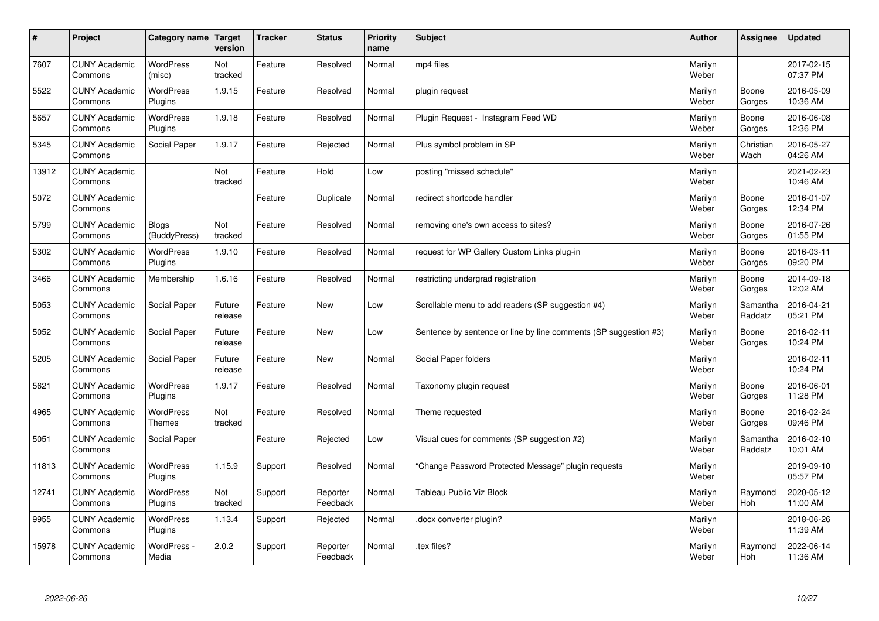| # | Project | Category name | Target version | Tracker | Status | Priority name | Subject | Author | Assignee | Updated |
|---|---|---|---|---|---|---|---|---|---|---|
| 7607 | CUNY Academic Commons | WordPress (misc) | Not tracked | Feature | Resolved | Normal | mp4 files | Marilyn Weber | | 2017-02-15 07:37 PM |
| 5522 | CUNY Academic Commons | WordPress Plugins | 1.9.15 | Feature | Resolved | Normal | plugin request | Marilyn Weber | Boone Gorges | 2016-05-09 10:36 AM |
| 5657 | CUNY Academic Commons | WordPress Plugins | 1.9.18 | Feature | Resolved | Normal | Plugin Request - Instagram Feed WD | Marilyn Weber | Boone Gorges | 2016-06-08 12:36 PM |
| 5345 | CUNY Academic Commons | Social Paper | 1.9.17 | Feature | Rejected | Normal | Plus symbol problem in SP | Marilyn Weber | Christian Wach | 2016-05-27 04:26 AM |
| 13912 | CUNY Academic Commons | | Not tracked | Feature | Hold | Low | posting "missed schedule" | Marilyn Weber | | 2021-02-23 10:46 AM |
| 5072 | CUNY Academic Commons | | | Feature | Duplicate | Normal | redirect shortcode handler | Marilyn Weber | Boone Gorges | 2016-01-07 12:34 PM |
| 5799 | CUNY Academic Commons | Blogs (BuddyPress) | Not tracked | Feature | Resolved | Normal | removing one's own access to sites? | Marilyn Weber | Boone Gorges | 2016-07-26 01:55 PM |
| 5302 | CUNY Academic Commons | WordPress Plugins | 1.9.10 | Feature | Resolved | Normal | request for WP Gallery Custom Links plug-in | Marilyn Weber | Boone Gorges | 2016-03-11 09:20 PM |
| 3466 | CUNY Academic Commons | Membership | 1.6.16 | Feature | Resolved | Normal | restricting undergrad registration | Marilyn Weber | Boone Gorges | 2014-09-18 12:02 AM |
| 5053 | CUNY Academic Commons | Social Paper | Future release | Feature | New | Low | Scrollable menu to add readers (SP suggestion #4) | Marilyn Weber | Samantha Raddatz | 2016-04-21 05:21 PM |
| 5052 | CUNY Academic Commons | Social Paper | Future release | Feature | New | Low | Sentence by sentence or line by line comments (SP suggestion #3) | Marilyn Weber | Boone Gorges | 2016-02-11 10:24 PM |
| 5205 | CUNY Academic Commons | Social Paper | Future release | Feature | New | Normal | Social Paper folders | Marilyn Weber | | 2016-02-11 10:24 PM |
| 5621 | CUNY Academic Commons | WordPress Plugins | 1.9.17 | Feature | Resolved | Normal | Taxonomy plugin request | Marilyn Weber | Boone Gorges | 2016-06-01 11:28 PM |
| 4965 | CUNY Academic Commons | WordPress Themes | Not tracked | Feature | Resolved | Normal | Theme requested | Marilyn Weber | Boone Gorges | 2016-02-24 09:46 PM |
| 5051 | CUNY Academic Commons | Social Paper | | Feature | Rejected | Low | Visual cues for comments (SP suggestion #2) | Marilyn Weber | Samantha Raddatz | 2016-02-10 10:01 AM |
| 11813 | CUNY Academic Commons | WordPress Plugins | 1.15.9 | Support | Resolved | Normal | "Change Password Protected Message" plugin requests | Marilyn Weber | | 2019-09-10 05:57 PM |
| 12741 | CUNY Academic Commons | WordPress Plugins | Not tracked | Support | Reporter Feedback | Normal | Tableau Public Viz Block | Marilyn Weber | Raymond Hoh | 2020-05-12 11:00 AM |
| 9955 | CUNY Academic Commons | WordPress Plugins | 1.13.4 | Support | Rejected | Normal | .docx converter plugin? | Marilyn Weber | | 2018-06-26 11:39 AM |
| 15978 | CUNY Academic Commons | WordPress - Media | 2.0.2 | Support | Reporter Feedback | Normal | .tex files? | Marilyn Weber | Raymond Hoh | 2022-06-14 11:36 AM |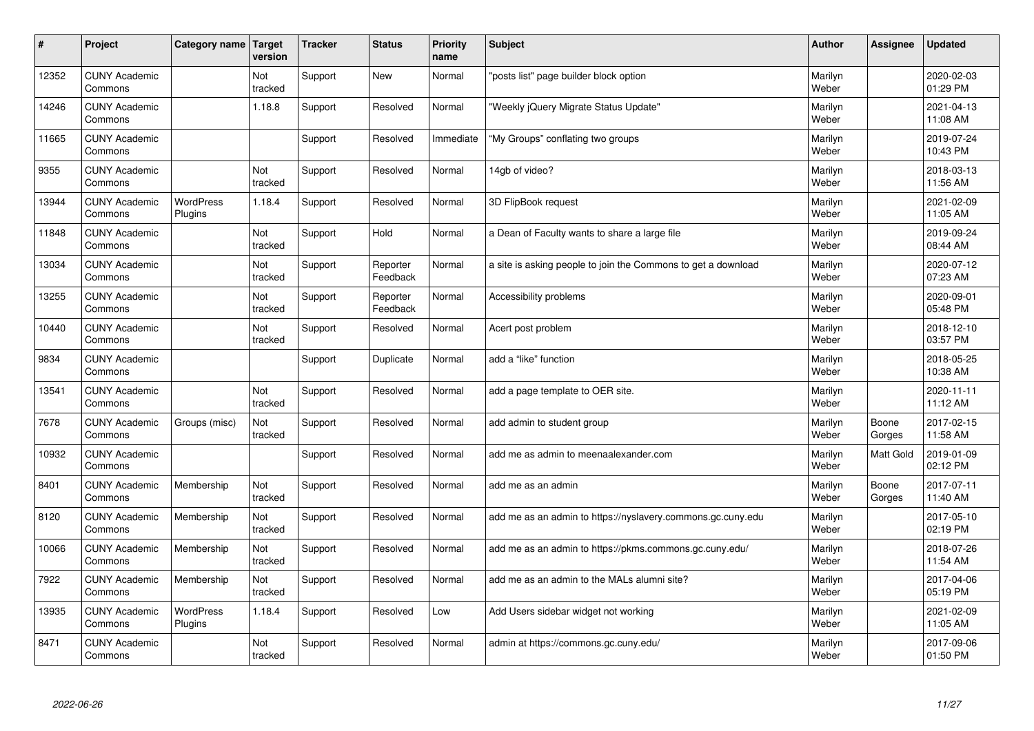| # | Project | Category name | Target version | Tracker | Status | Priority name | Subject | Author | Assignee | Updated |
|---|---|---|---|---|---|---|---|---|---|---|
| 12352 | CUNY Academic Commons | | Not tracked | Support | New | Normal | "posts list" page builder block option | Marilyn Weber | | 2020-02-03 01:29 PM |
| 14246 | CUNY Academic Commons | | 1.18.8 | Support | Resolved | Normal | "Weekly jQuery Migrate Status Update" | Marilyn Weber | | 2021-04-13 11:08 AM |
| 11665 | CUNY Academic Commons | | | Support | Resolved | Immediate | "My Groups" conflating two groups | Marilyn Weber | | 2019-07-24 10:43 PM |
| 9355 | CUNY Academic Commons | | Not tracked | Support | Resolved | Normal | 14gb of video? | Marilyn Weber | | 2018-03-13 11:56 AM |
| 13944 | CUNY Academic Commons | WordPress Plugins | 1.18.4 | Support | Resolved | Normal | 3D FlipBook request | Marilyn Weber | | 2021-02-09 11:05 AM |
| 11848 | CUNY Academic Commons | | Not tracked | Support | Hold | Normal | a Dean of Faculty wants to share a large file | Marilyn Weber | | 2019-09-24 08:44 AM |
| 13034 | CUNY Academic Commons | | Not tracked | Support | Reporter Feedback | Normal | a site is asking people to join the Commons to get a download | Marilyn Weber | | 2020-07-12 07:23 AM |
| 13255 | CUNY Academic Commons | | Not tracked | Support | Reporter Feedback | Normal | Accessibility problems | Marilyn Weber | | 2020-09-01 05:48 PM |
| 10440 | CUNY Academic Commons | | Not tracked | Support | Resolved | Normal | Acert post problem | Marilyn Weber | | 2018-12-10 03:57 PM |
| 9834 | CUNY Academic Commons | | | Support | Duplicate | Normal | add a "like" function | Marilyn Weber | | 2018-05-25 10:38 AM |
| 13541 | CUNY Academic Commons | | Not tracked | Support | Resolved | Normal | add a page template to OER site. | Marilyn Weber | | 2020-11-11 11:12 AM |
| 7678 | CUNY Academic Commons | Groups (misc) | Not tracked | Support | Resolved | Normal | add admin to student group | Marilyn Weber | Boone Gorges | 2017-02-15 11:58 AM |
| 10932 | CUNY Academic Commons | | | Support | Resolved | Normal | add me as admin to meenaalexander.com | Marilyn Weber | Matt Gold | 2019-01-09 02:12 PM |
| 8401 | CUNY Academic Commons | Membership | Not tracked | Support | Resolved | Normal | add me as an admin | Marilyn Weber | Boone Gorges | 2017-07-11 11:40 AM |
| 8120 | CUNY Academic Commons | Membership | Not tracked | Support | Resolved | Normal | add me as an admin to https://nyslavery.commons.gc.cuny.edu | Marilyn Weber | | 2017-05-10 02:19 PM |
| 10066 | CUNY Academic Commons | Membership | Not tracked | Support | Resolved | Normal | add me as an admin to https://pkms.commons.gc.cuny.edu/ | Marilyn Weber | | 2018-07-26 11:54 AM |
| 7922 | CUNY Academic Commons | Membership | Not tracked | Support | Resolved | Normal | add me as an admin to the MALs alumni site? | Marilyn Weber | | 2017-04-06 05:19 PM |
| 13935 | CUNY Academic Commons | WordPress Plugins | 1.18.4 | Support | Resolved | Low | Add Users sidebar widget not working | Marilyn Weber | | 2021-02-09 11:05 AM |
| 8471 | CUNY Academic Commons | | Not tracked | Support | Resolved | Normal | admin at https://commons.gc.cuny.edu/ | Marilyn Weber | | 2017-09-06 01:50 PM |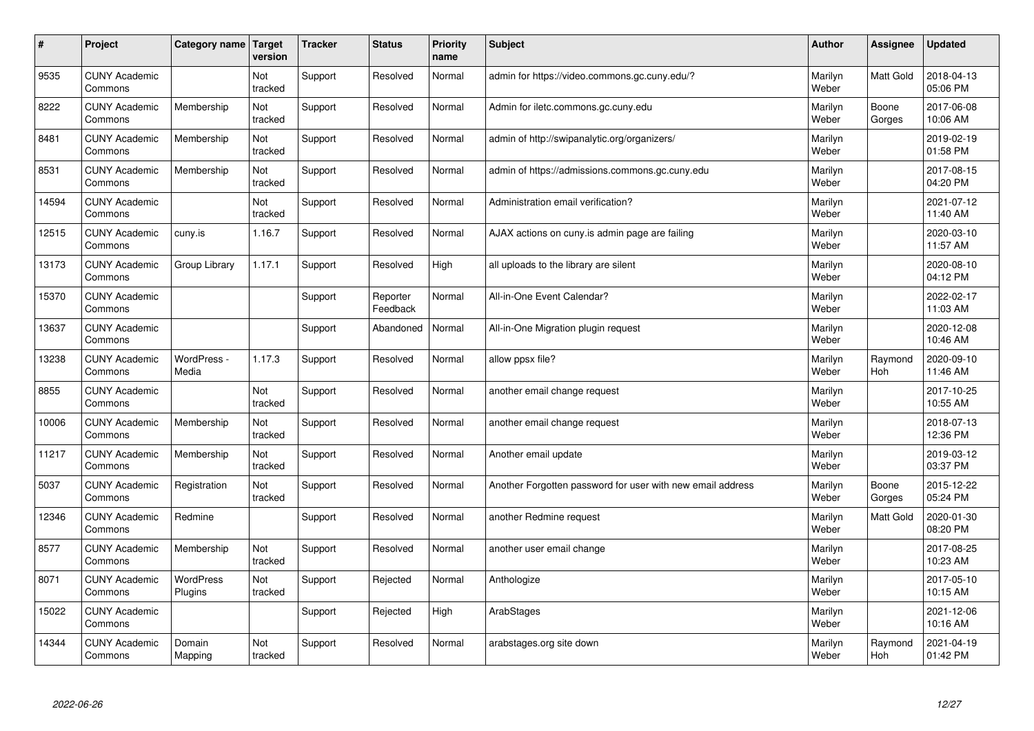| # | Project | Category name | Target version | Tracker | Status | Priority name | Subject | Author | Assignee | Updated |
|---|---|---|---|---|---|---|---|---|---|---|
| 9535 | CUNY Academic Commons | | Not tracked | Support | Resolved | Normal | admin for https://video.commons.gc.cuny.edu/? | Marilyn Weber | Matt Gold | 2018-04-13 05:06 PM |
| 8222 | CUNY Academic Commons | Membership | Not tracked | Support | Resolved | Normal | Admin for iletc.commons.gc.cuny.edu | Marilyn Weber | Boone Gorges | 2017-06-08 10:06 AM |
| 8481 | CUNY Academic Commons | Membership | Not tracked | Support | Resolved | Normal | admin of http://swipanalytic.org/organizers/ | Marilyn Weber | | 2019-02-19 01:58 PM |
| 8531 | CUNY Academic Commons | Membership | Not tracked | Support | Resolved | Normal | admin of https://admissions.commons.gc.cuny.edu | Marilyn Weber | | 2017-08-15 04:20 PM |
| 14594 | CUNY Academic Commons | | Not tracked | Support | Resolved | Normal | Administration email verification? | Marilyn Weber | | 2021-07-12 11:40 AM |
| 12515 | CUNY Academic Commons | cuny.is | 1.16.7 | Support | Resolved | Normal | AJAX actions on cuny.is admin page are failing | Marilyn Weber | | 2020-03-10 11:57 AM |
| 13173 | CUNY Academic Commons | Group Library | 1.17.1 | Support | Resolved | High | all uploads to the library are silent | Marilyn Weber | | 2020-08-10 04:12 PM |
| 15370 | CUNY Academic Commons | | | Support | Reporter Feedback | Normal | All-in-One Event Calendar? | Marilyn Weber | | 2022-02-17 11:03 AM |
| 13637 | CUNY Academic Commons | | | Support | Abandoned | Normal | All-in-One Migration plugin request | Marilyn Weber | | 2020-12-08 10:46 AM |
| 13238 | CUNY Academic Commons | WordPress - Media | 1.17.3 | Support | Resolved | Normal | allow ppsx file? | Marilyn Weber | Raymond Hoh | 2020-09-10 11:46 AM |
| 8855 | CUNY Academic Commons | | Not tracked | Support | Resolved | Normal | another email change request | Marilyn Weber | | 2017-10-25 10:55 AM |
| 10006 | CUNY Academic Commons | Membership | Not tracked | Support | Resolved | Normal | another email change request | Marilyn Weber | | 2018-07-13 12:36 PM |
| 11217 | CUNY Academic Commons | Membership | Not tracked | Support | Resolved | Normal | Another email update | Marilyn Weber | | 2019-03-12 03:37 PM |
| 5037 | CUNY Academic Commons | Registration | Not tracked | Support | Resolved | Normal | Another Forgotten password for user with new email address | Marilyn Weber | Boone Gorges | 2015-12-22 05:24 PM |
| 12346 | CUNY Academic Commons | Redmine | | Support | Resolved | Normal | another Redmine request | Marilyn Weber | Matt Gold | 2020-01-30 08:20 PM |
| 8577 | CUNY Academic Commons | Membership | Not tracked | Support | Resolved | Normal | another user email change | Marilyn Weber | | 2017-08-25 10:23 AM |
| 8071 | CUNY Academic Commons | WordPress Plugins | Not tracked | Support | Rejected | Normal | Anthologize | Marilyn Weber | | 2017-05-10 10:15 AM |
| 15022 | CUNY Academic Commons | | | Support | Rejected | High | ArabStages | Marilyn Weber | | 2021-12-06 10:16 AM |
| 14344 | CUNY Academic Commons | Domain Mapping | Not tracked | Support | Resolved | Normal | arabstages.org site down | Marilyn Weber | Raymond Hoh | 2021-04-19 01:42 PM |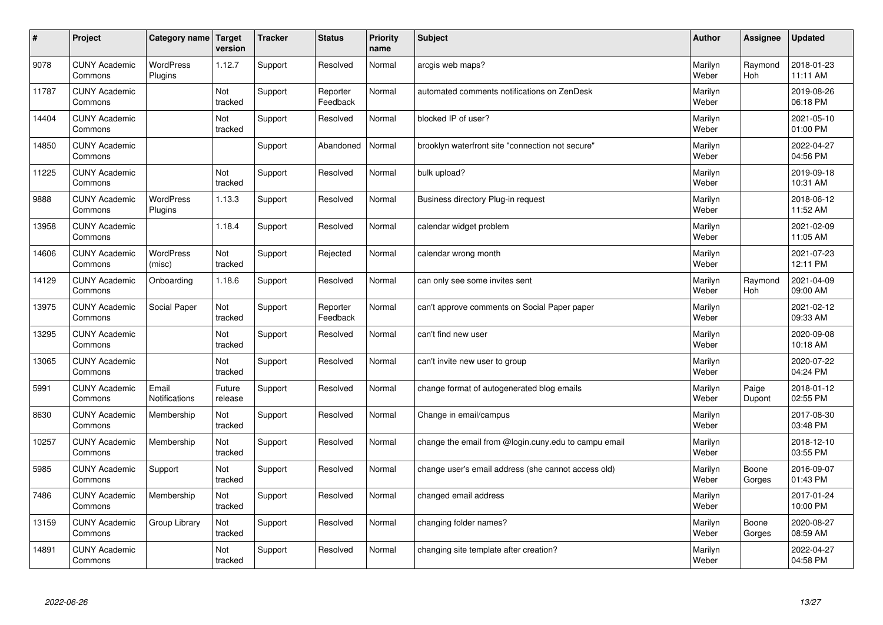| # | Project | Category name | Target version | Tracker | Status | Priority name | Subject | Author | Assignee | Updated |
|---|---|---|---|---|---|---|---|---|---|---|
| 9078 | CUNY Academic Commons | WordPress Plugins | 1.12.7 | Support | Resolved | Normal | arcgis web maps? | Marilyn Weber | Raymond Hoh | 2018-01-23 11:11 AM |
| 11787 | CUNY Academic Commons | | Not tracked | Support | Reporter Feedback | Normal | automated comments notifications on ZenDesk | Marilyn Weber | | 2019-08-26 06:18 PM |
| 14404 | CUNY Academic Commons | | Not tracked | Support | Resolved | Normal | blocked IP of user? | Marilyn Weber | | 2021-05-10 01:00 PM |
| 14850 | CUNY Academic Commons | | | Support | Abandoned | Normal | brooklyn waterfront site "connection not secure" | Marilyn Weber | | 2022-04-27 04:56 PM |
| 11225 | CUNY Academic Commons | | Not tracked | Support | Resolved | Normal | bulk upload? | Marilyn Weber | | 2019-09-18 10:31 AM |
| 9888 | CUNY Academic Commons | WordPress Plugins | 1.13.3 | Support | Resolved | Normal | Business directory Plug-in request | Marilyn Weber | | 2018-06-12 11:52 AM |
| 13958 | CUNY Academic Commons | | 1.18.4 | Support | Resolved | Normal | calendar widget problem | Marilyn Weber | | 2021-02-09 11:05 AM |
| 14606 | CUNY Academic Commons | WordPress (misc) | Not tracked | Support | Rejected | Normal | calendar wrong month | Marilyn Weber | | 2021-07-23 12:11 PM |
| 14129 | CUNY Academic Commons | Onboarding | 1.18.6 | Support | Resolved | Normal | can only see some invites sent | Marilyn Weber | Raymond Hoh | 2021-04-09 09:00 AM |
| 13975 | CUNY Academic Commons | Social Paper | Not tracked | Support | Reporter Feedback | Normal | can't approve comments on Social Paper paper | Marilyn Weber | | 2021-02-12 09:33 AM |
| 13295 | CUNY Academic Commons | | Not tracked | Support | Resolved | Normal | can't find new user | Marilyn Weber | | 2020-09-08 10:18 AM |
| 13065 | CUNY Academic Commons | | Not tracked | Support | Resolved | Normal | can't invite new user to group | Marilyn Weber | | 2020-07-22 04:24 PM |
| 5991 | CUNY Academic Commons | Email Notifications | Future release | Support | Resolved | Normal | change format of autogenerated blog emails | Marilyn Weber | Paige Dupont | 2018-01-12 02:55 PM |
| 8630 | CUNY Academic Commons | Membership | Not tracked | Support | Resolved | Normal | Change in email/campus | Marilyn Weber | | 2017-08-30 03:48 PM |
| 10257 | CUNY Academic Commons | Membership | Not tracked | Support | Resolved | Normal | change the email from @login.cuny.edu to campu email | Marilyn Weber | | 2018-12-10 03:55 PM |
| 5985 | CUNY Academic Commons | Support | Not tracked | Support | Resolved | Normal | change user's email address (she cannot access old) | Marilyn Weber | Boone Gorges | 2016-09-07 01:43 PM |
| 7486 | CUNY Academic Commons | Membership | Not tracked | Support | Resolved | Normal | changed email address | Marilyn Weber | | 2017-01-24 10:00 PM |
| 13159 | CUNY Academic Commons | Group Library | Not tracked | Support | Resolved | Normal | changing folder names? | Marilyn Weber | Boone Gorges | 2020-08-27 08:59 AM |
| 14891 | CUNY Academic Commons | | Not tracked | Support | Resolved | Normal | changing site template after creation? | Marilyn Weber | | 2022-04-27 04:58 PM |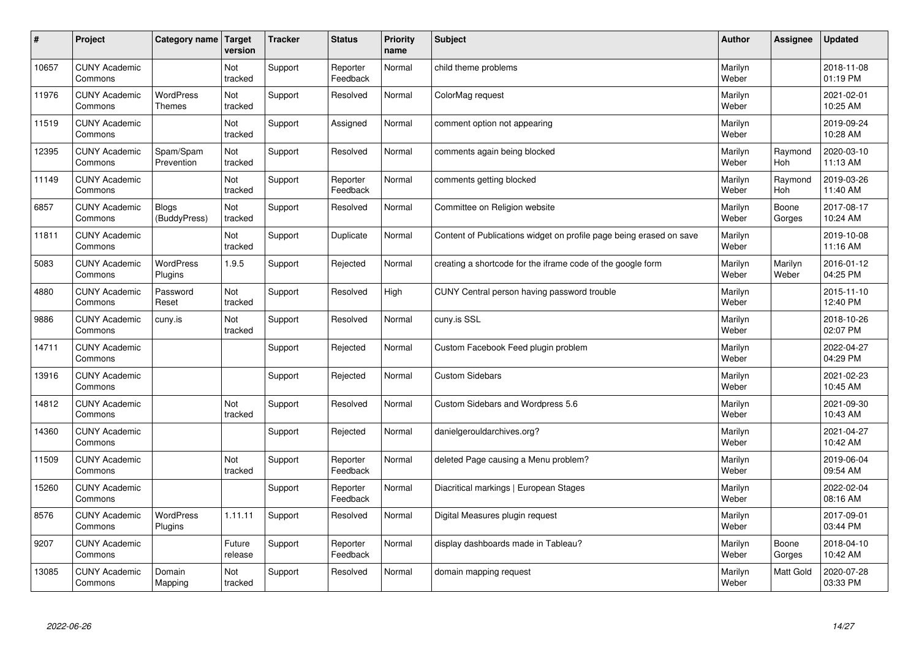| # | Project | Category name | Target version | Tracker | Status | Priority name | Subject | Author | Assignee | Updated |
|---|---|---|---|---|---|---|---|---|---|---|
| 10657 | CUNY Academic Commons | | Not tracked | Support | Reporter Feedback | Normal | child theme problems | Marilyn Weber | | 2018-11-08 01:19 PM |
| 11976 | CUNY Academic Commons | WordPress Themes | Not tracked | Support | Resolved | Normal | ColorMag request | Marilyn Weber | | 2021-02-01 10:25 AM |
| 11519 | CUNY Academic Commons | | Not tracked | Support | Assigned | Normal | comment option not appearing | Marilyn Weber | | 2019-09-24 10:28 AM |
| 12395 | CUNY Academic Commons | Spam/Spam Prevention | Not tracked | Support | Resolved | Normal | comments again being blocked | Marilyn Weber | Raymond Hoh | 2020-03-10 11:13 AM |
| 11149 | CUNY Academic Commons | | Not tracked | Support | Reporter Feedback | Normal | comments getting blocked | Marilyn Weber | Raymond Hoh | 2019-03-26 11:40 AM |
| 6857 | CUNY Academic Commons | Blogs (BuddyPress) | Not tracked | Support | Resolved | Normal | Committee on Religion website | Marilyn Weber | Boone Gorges | 2017-08-17 10:24 AM |
| 11811 | CUNY Academic Commons | | Not tracked | Support | Duplicate | Normal | Content of Publications widget on profile page being erased on save | Marilyn Weber | | 2019-10-08 11:16 AM |
| 5083 | CUNY Academic Commons | WordPress Plugins | 1.9.5 | Support | Rejected | Normal | creating a shortcode for the iframe code of the google form | Marilyn Weber | Marilyn Weber | 2016-01-12 04:25 PM |
| 4880 | CUNY Academic Commons | Password Reset | Not tracked | Support | Resolved | High | CUNY Central person having password trouble | Marilyn Weber | | 2015-11-10 12:40 PM |
| 9886 | CUNY Academic Commons | cuny.is | Not tracked | Support | Resolved | Normal | cuny.is SSL | Marilyn Weber | | 2018-10-26 02:07 PM |
| 14711 | CUNY Academic Commons | | | Support | Rejected | Normal | Custom Facebook Feed plugin problem | Marilyn Weber | | 2022-04-27 04:29 PM |
| 13916 | CUNY Academic Commons | | | Support | Rejected | Normal | Custom Sidebars | Marilyn Weber | | 2021-02-23 10:45 AM |
| 14812 | CUNY Academic Commons | | Not tracked | Support | Resolved | Normal | Custom Sidebars and Wordpress 5.6 | Marilyn Weber | | 2021-09-30 10:43 AM |
| 14360 | CUNY Academic Commons | | | Support | Rejected | Normal | danielgerouldarchives.org? | Marilyn Weber | | 2021-04-27 10:42 AM |
| 11509 | CUNY Academic Commons | | Not tracked | Support | Reporter Feedback | Normal | deleted Page causing a Menu problem? | Marilyn Weber | | 2019-06-04 09:54 AM |
| 15260 | CUNY Academic Commons | | | Support | Reporter Feedback | Normal | Diacritical markings \| European Stages | Marilyn Weber | | 2022-02-04 08:16 AM |
| 8576 | CUNY Academic Commons | WordPress Plugins | 1.11.11 | Support | Resolved | Normal | Digital Measures plugin request | Marilyn Weber | | 2017-09-01 03:44 PM |
| 9207 | CUNY Academic Commons | | Future release | Support | Reporter Feedback | Normal | display dashboards made in Tableau? | Marilyn Weber | Boone Gorges | 2018-04-10 10:42 AM |
| 13085 | CUNY Academic Commons | Domain Mapping | Not tracked | Support | Resolved | Normal | domain mapping request | Marilyn Weber | Matt Gold | 2020-07-28 03:33 PM |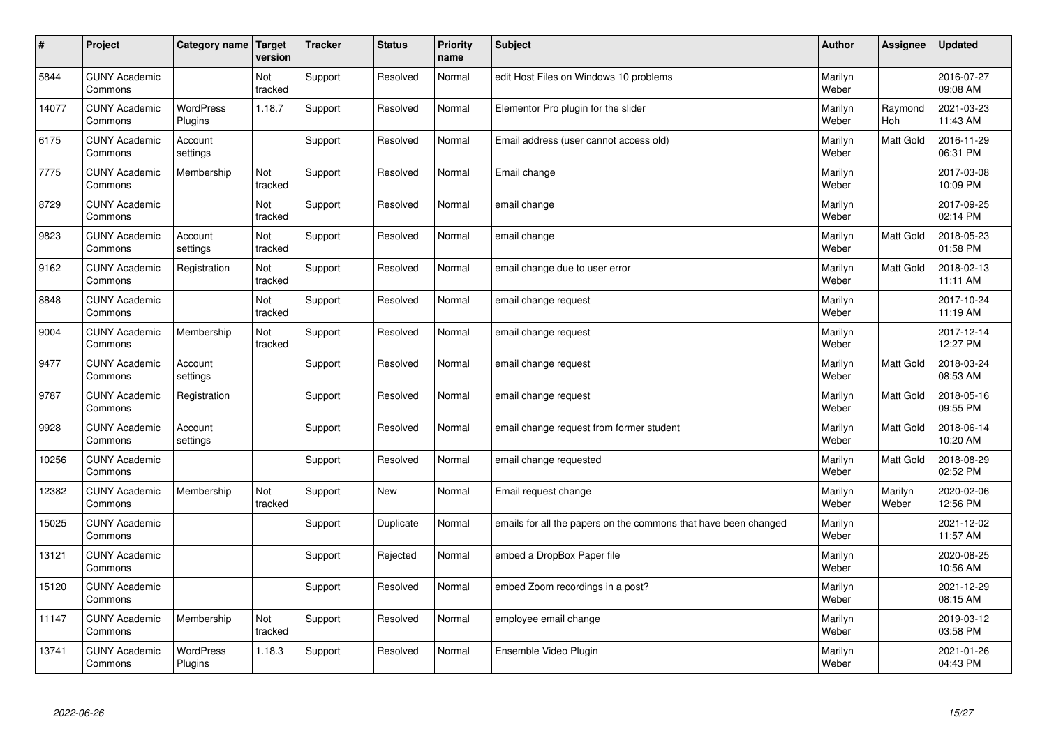| # | Project | Category name | Target version | Tracker | Status | Priority name | Subject | Author | Assignee | Updated |
|---|---|---|---|---|---|---|---|---|---|---|
| 5844 | CUNY Academic Commons | | Not tracked | Support | Resolved | Normal | edit Host Files on Windows 10 problems | Marilyn Weber | | 2016-07-27 09:08 AM |
| 14077 | CUNY Academic Commons | WordPress Plugins | 1.18.7 | Support | Resolved | Normal | Elementor Pro plugin for the slider | Marilyn Weber | Raymond Hoh | 2021-03-23 11:43 AM |
| 6175 | CUNY Academic Commons | Account settings | | Support | Resolved | Normal | Email address (user cannot access old) | Marilyn Weber | Matt Gold | 2016-11-29 06:31 PM |
| 7775 | CUNY Academic Commons | Membership | Not tracked | Support | Resolved | Normal | Email change | Marilyn Weber | | 2017-03-08 10:09 PM |
| 8729 | CUNY Academic Commons | | Not tracked | Support | Resolved | Normal | email change | Marilyn Weber | | 2017-09-25 02:14 PM |
| 9823 | CUNY Academic Commons | Account settings | Not tracked | Support | Resolved | Normal | email change | Marilyn Weber | Matt Gold | 2018-05-23 01:58 PM |
| 9162 | CUNY Academic Commons | Registration | Not tracked | Support | Resolved | Normal | email change due to user error | Marilyn Weber | Matt Gold | 2018-02-13 11:11 AM |
| 8848 | CUNY Academic Commons | | Not tracked | Support | Resolved | Normal | email change request | Marilyn Weber | | 2017-10-24 11:19 AM |
| 9004 | CUNY Academic Commons | Membership | Not tracked | Support | Resolved | Normal | email change request | Marilyn Weber | | 2017-12-14 12:27 PM |
| 9477 | CUNY Academic Commons | Account settings | | Support | Resolved | Normal | email change request | Marilyn Weber | Matt Gold | 2018-03-24 08:53 AM |
| 9787 | CUNY Academic Commons | Registration | | Support | Resolved | Normal | email change request | Marilyn Weber | Matt Gold | 2018-05-16 09:55 PM |
| 9928 | CUNY Academic Commons | Account settings | | Support | Resolved | Normal | email change request from former student | Marilyn Weber | Matt Gold | 2018-06-14 10:20 AM |
| 10256 | CUNY Academic Commons | | | Support | Resolved | Normal | email change requested | Marilyn Weber | Matt Gold | 2018-08-29 02:52 PM |
| 12382 | CUNY Academic Commons | Membership | Not tracked | Support | New | Normal | Email request change | Marilyn Weber | Marilyn Weber | 2020-02-06 12:56 PM |
| 15025 | CUNY Academic Commons | | | Support | Duplicate | Normal | emails for all the papers on the commons that have been changed | Marilyn Weber | | 2021-12-02 11:57 AM |
| 13121 | CUNY Academic Commons | | | Support | Rejected | Normal | embed a DropBox Paper file | Marilyn Weber | | 2020-08-25 10:56 AM |
| 15120 | CUNY Academic Commons | | | Support | Resolved | Normal | embed Zoom recordings in a post? | Marilyn Weber | | 2021-12-29 08:15 AM |
| 11147 | CUNY Academic Commons | Membership | Not tracked | Support | Resolved | Normal | employee email change | Marilyn Weber | | 2019-03-12 03:58 PM |
| 13741 | CUNY Academic Commons | WordPress Plugins | 1.18.3 | Support | Resolved | Normal | Ensemble Video Plugin | Marilyn Weber | | 2021-01-26 04:43 PM |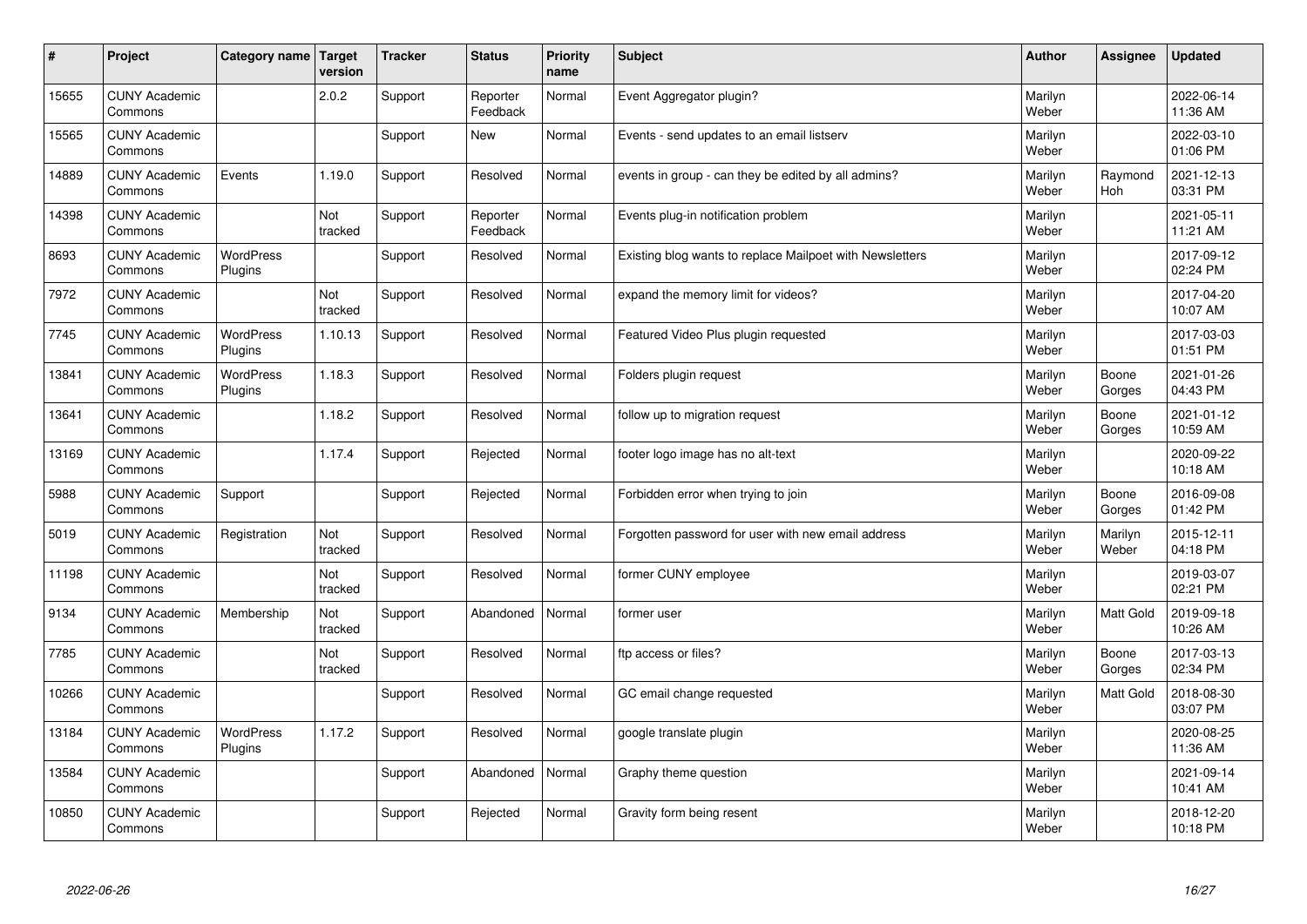| # | Project | Category name | Target version | Tracker | Status | Priority name | Subject | Author | Assignee | Updated |
|---|---|---|---|---|---|---|---|---|---|---|
| 15655 | CUNY Academic Commons | | 2.0.2 | Support | Reporter Feedback | Normal | Event Aggregator plugin? | Marilyn Weber | | 2022-06-14 11:36 AM |
| 15565 | CUNY Academic Commons | | | Support | New | Normal | Events - send updates to an email listserv | Marilyn Weber | | 2022-03-10 01:06 PM |
| 14889 | CUNY Academic Commons | Events | 1.19.0 | Support | Resolved | Normal | events in group - can they be edited by all admins? | Marilyn Weber | Raymond Hoh | 2021-12-13 03:31 PM |
| 14398 | CUNY Academic Commons | | Not tracked | Support | Reporter Feedback | Normal | Events plug-in notification problem | Marilyn Weber | | 2021-05-11 11:21 AM |
| 8693 | CUNY Academic Commons | WordPress Plugins | | Support | Resolved | Normal | Existing blog wants to replace Mailpoet with Newsletters | Marilyn Weber | | 2017-09-12 02:24 PM |
| 7972 | CUNY Academic Commons | | Not tracked | Support | Resolved | Normal | expand the memory limit for videos? | Marilyn Weber | | 2017-04-20 10:07 AM |
| 7745 | CUNY Academic Commons | WordPress Plugins | 1.10.13 | Support | Resolved | Normal | Featured Video Plus plugin requested | Marilyn Weber | | 2017-03-03 01:51 PM |
| 13841 | CUNY Academic Commons | WordPress Plugins | 1.18.3 | Support | Resolved | Normal | Folders plugin request | Marilyn Weber | Boone Gorges | 2021-01-26 04:43 PM |
| 13641 | CUNY Academic Commons | | 1.18.2 | Support | Resolved | Normal | follow up to migration request | Marilyn Weber | Boone Gorges | 2021-01-12 10:59 AM |
| 13169 | CUNY Academic Commons | | 1.17.4 | Support | Rejected | Normal | footer logo image has no alt-text | Marilyn Weber | | 2020-09-22 10:18 AM |
| 5988 | CUNY Academic Commons | Support | | Support | Rejected | Normal | Forbidden error when trying to join | Marilyn Weber | Boone Gorges | 2016-09-08 01:42 PM |
| 5019 | CUNY Academic Commons | Registration | Not tracked | Support | Resolved | Normal | Forgotten password for user with new email address | Marilyn Weber | Marilyn Weber | 2015-12-11 04:18 PM |
| 11198 | CUNY Academic Commons | | Not tracked | Support | Resolved | Normal | former CUNY employee | Marilyn Weber | | 2019-03-07 02:21 PM |
| 9134 | CUNY Academic Commons | Membership | Not tracked | Support | Abandoned | Normal | former user | Marilyn Weber | Matt Gold | 2019-09-18 10:26 AM |
| 7785 | CUNY Academic Commons | | Not tracked | Support | Resolved | Normal | ftp access or files? | Marilyn Weber | Boone Gorges | 2017-03-13 02:34 PM |
| 10266 | CUNY Academic Commons | | | Support | Resolved | Normal | GC email change requested | Marilyn Weber | Matt Gold | 2018-08-30 03:07 PM |
| 13184 | CUNY Academic Commons | WordPress Plugins | 1.17.2 | Support | Resolved | Normal | google translate plugin | Marilyn Weber | | 2020-08-25 11:36 AM |
| 13584 | CUNY Academic Commons | | | Support | Abandoned | Normal | Graphy theme question | Marilyn Weber | | 2021-09-14 10:41 AM |
| 10850 | CUNY Academic Commons | | | Support | Rejected | Normal | Gravity form being resent | Marilyn Weber | | 2018-12-20 10:18 PM |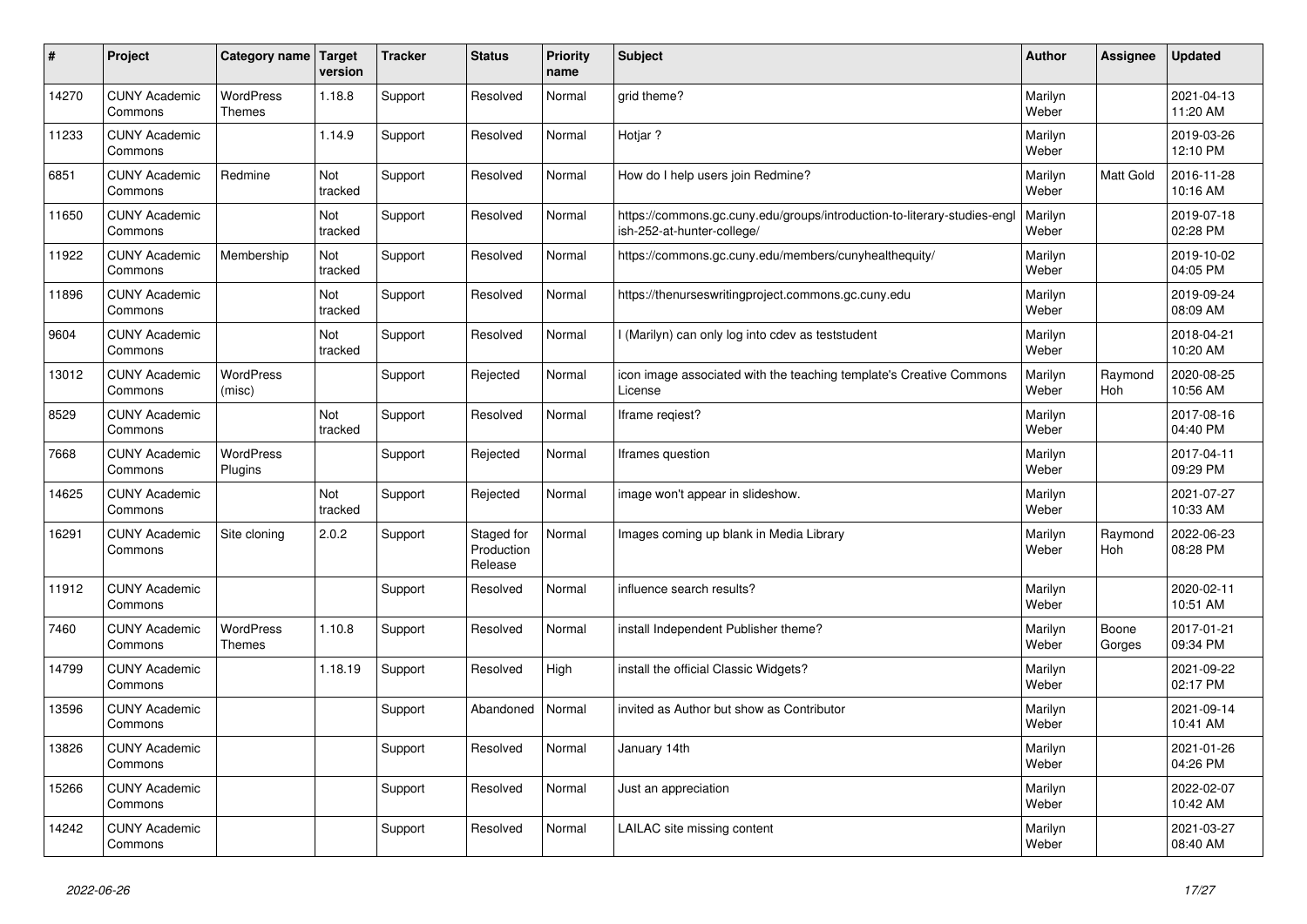| # | Project | Category name | Target version | Tracker | Status | Priority name | Subject | Author | Assignee | Updated |
|---|---|---|---|---|---|---|---|---|---|---|
| 14270 | CUNY Academic Commons | WordPress Themes | 1.18.8 | Support | Resolved | Normal | grid theme? | Marilyn Weber | | 2021-04-13 11:20 AM |
| 11233 | CUNY Academic Commons | | 1.14.9 | Support | Resolved | Normal | Hotjar ? | Marilyn Weber | | 2019-03-26 12:10 PM |
| 6851 | CUNY Academic Commons | Redmine | Not tracked | Support | Resolved | Normal | How do I help users join Redmine? | Marilyn Weber | Matt Gold | 2016-11-28 10:16 AM |
| 11650 | CUNY Academic Commons | | Not tracked | Support | Resolved | Normal | https://commons.gc.cuny.edu/groups/introduction-to-literary-studies-english-252-at-hunter-college/ | Marilyn Weber | | 2019-07-18 02:28 PM |
| 11922 | CUNY Academic Commons | Membership | Not tracked | Support | Resolved | Normal | https://commons.gc.cuny.edu/members/cunyhealthequity/ | Marilyn Weber | | 2019-10-02 04:05 PM |
| 11896 | CUNY Academic Commons | | Not tracked | Support | Resolved | Normal | https://thenurseswritingproject.commons.gc.cuny.edu | Marilyn Weber | | 2019-09-24 08:09 AM |
| 9604 | CUNY Academic Commons | | Not tracked | Support | Resolved | Normal | I (Marilyn) can only log into cdev as teststudent | Marilyn Weber | | 2018-04-21 10:20 AM |
| 13012 | CUNY Academic Commons | WordPress (misc) | | Support | Rejected | Normal | icon image associated with the teaching template's Creative Commons License | Marilyn Weber | Raymond Hoh | 2020-08-25 10:56 AM |
| 8529 | CUNY Academic Commons | | Not tracked | Support | Resolved | Normal | Iframe reqiest? | Marilyn Weber | | 2017-08-16 04:40 PM |
| 7668 | CUNY Academic Commons | WordPress Plugins | | Support | Rejected | Normal | Iframes question | Marilyn Weber | | 2017-04-11 09:29 PM |
| 14625 | CUNY Academic Commons | | Not tracked | Support | Rejected | Normal | image won't appear in slideshow. | Marilyn Weber | | 2021-07-27 10:33 AM |
| 16291 | CUNY Academic Commons | Site cloning | 2.0.2 | Support | Staged for Production Release | Normal | Images coming up blank in Media Library | Marilyn Weber | Raymond Hoh | 2022-06-23 08:28 PM |
| 11912 | CUNY Academic Commons | | | Support | Resolved | Normal | influence search results? | Marilyn Weber | | 2020-02-11 10:51 AM |
| 7460 | CUNY Academic Commons | WordPress Themes | 1.10.8 | Support | Resolved | Normal | install Independent Publisher theme? | Marilyn Weber | Boone Gorges | 2017-01-21 09:34 PM |
| 14799 | CUNY Academic Commons | | 1.18.19 | Support | Resolved | High | install the official Classic Widgets? | Marilyn Weber | | 2021-09-22 02:17 PM |
| 13596 | CUNY Academic Commons | | | Support | Abandoned | Normal | invited as Author but show as Contributor | Marilyn Weber | | 2021-09-14 10:41 AM |
| 13826 | CUNY Academic Commons | | | Support | Resolved | Normal | January 14th | Marilyn Weber | | 2021-01-26 04:26 PM |
| 15266 | CUNY Academic Commons | | | Support | Resolved | Normal | Just an appreciation | Marilyn Weber | | 2022-02-07 10:42 AM |
| 14242 | CUNY Academic Commons | | | Support | Resolved | Normal | LAILAC site missing content | Marilyn Weber | | 2021-03-27 08:40 AM |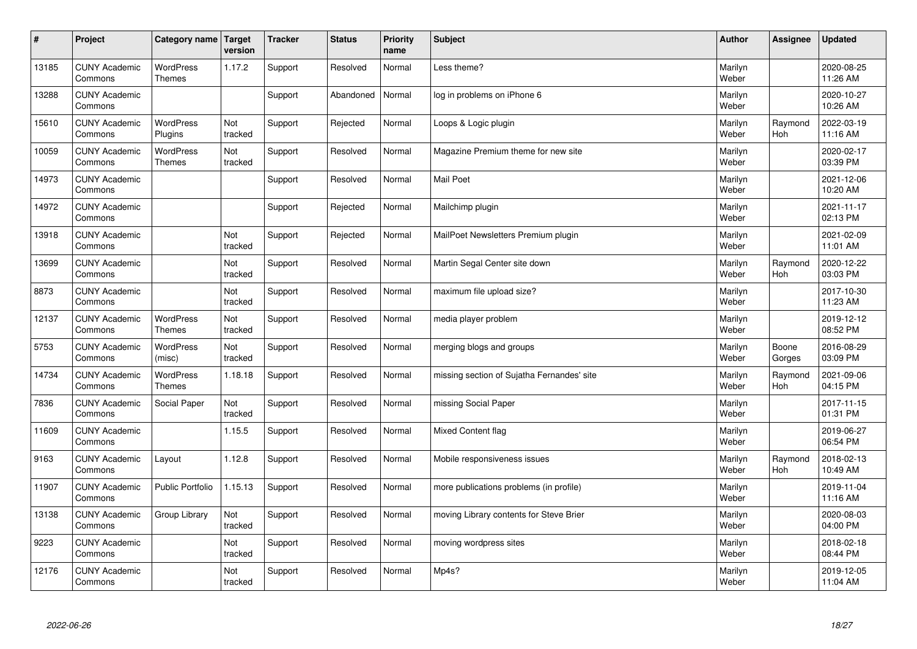| # | Project | Category name | Target version | Tracker | Status | Priority name | Subject | Author | Assignee | Updated |
|---|---|---|---|---|---|---|---|---|---|---|
| 13185 | CUNY Academic Commons | WordPress Themes | 1.17.2 | Support | Resolved | Normal | Less theme? | Marilyn Weber | | 2020-08-25 11:26 AM |
| 13288 | CUNY Academic Commons | | | Support | Abandoned | Normal | log in problems on iPhone 6 | Marilyn Weber | | 2020-10-27 10:26 AM |
| 15610 | CUNY Academic Commons | WordPress Plugins | Not tracked | Support | Rejected | Normal | Loops & Logic plugin | Marilyn Weber | Raymond Hoh | 2022-03-19 11:16 AM |
| 10059 | CUNY Academic Commons | WordPress Themes | Not tracked | Support | Resolved | Normal | Magazine Premium theme for new site | Marilyn Weber | | 2020-02-17 03:39 PM |
| 14973 | CUNY Academic Commons | | | Support | Resolved | Normal | Mail Poet | Marilyn Weber | | 2021-12-06 10:20 AM |
| 14972 | CUNY Academic Commons | | | Support | Rejected | Normal | Mailchimp plugin | Marilyn Weber | | 2021-11-17 02:13 PM |
| 13918 | CUNY Academic Commons | | Not tracked | Support | Rejected | Normal | MailPoet Newsletters Premium plugin | Marilyn Weber | | 2021-02-09 11:01 AM |
| 13699 | CUNY Academic Commons | | Not tracked | Support | Resolved | Normal | Martin Segal Center site down | Marilyn Weber | Raymond Hoh | 2020-12-22 03:03 PM |
| 8873 | CUNY Academic Commons | | Not tracked | Support | Resolved | Normal | maximum file upload size? | Marilyn Weber | | 2017-10-30 11:23 AM |
| 12137 | CUNY Academic Commons | WordPress Themes | Not tracked | Support | Resolved | Normal | media player problem | Marilyn Weber | | 2019-12-12 08:52 PM |
| 5753 | CUNY Academic Commons | WordPress (misc) | Not tracked | Support | Resolved | Normal | merging blogs and groups | Marilyn Weber | Boone Gorges | 2016-08-29 03:09 PM |
| 14734 | CUNY Academic Commons | WordPress Themes | 1.18.18 | Support | Resolved | Normal | missing section of Sujatha Fernandes' site | Marilyn Weber | Raymond Hoh | 2021-09-06 04:15 PM |
| 7836 | CUNY Academic Commons | Social Paper | Not tracked | Support | Resolved | Normal | missing Social Paper | Marilyn Weber | | 2017-11-15 01:31 PM |
| 11609 | CUNY Academic Commons | | 1.15.5 | Support | Resolved | Normal | Mixed Content flag | Marilyn Weber | | 2019-06-27 06:54 PM |
| 9163 | CUNY Academic Commons | Layout | 1.12.8 | Support | Resolved | Normal | Mobile responsiveness issues | Marilyn Weber | Raymond Hoh | 2018-02-13 10:49 AM |
| 11907 | CUNY Academic Commons | Public Portfolio | 1.15.13 | Support | Resolved | Normal | more publications problems (in profile) | Marilyn Weber | | 2019-11-04 11:16 AM |
| 13138 | CUNY Academic Commons | Group Library | Not tracked | Support | Resolved | Normal | moving Library contents for Steve Brier | Marilyn Weber | | 2020-08-03 04:00 PM |
| 9223 | CUNY Academic Commons | | Not tracked | Support | Resolved | Normal | moving wordpress sites | Marilyn Weber | | 2018-02-18 08:44 PM |
| 12176 | CUNY Academic Commons | | Not tracked | Support | Resolved | Normal | Mp4s? | Marilyn Weber | | 2019-12-05 11:04 AM |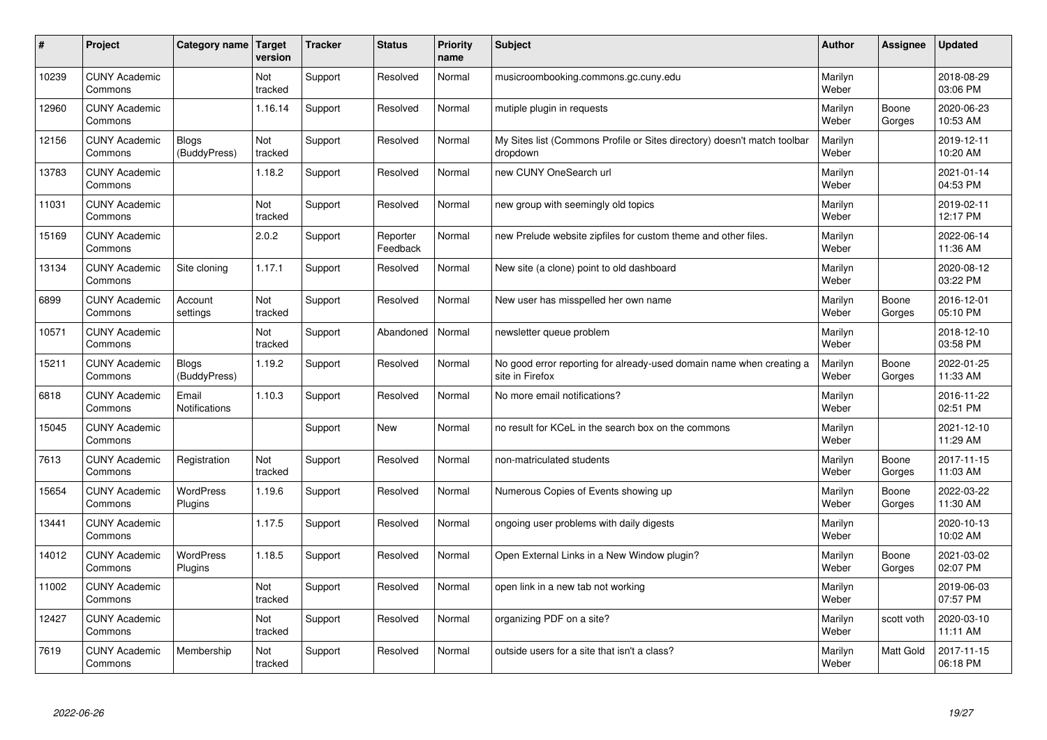| # | Project | Category name | Target version | Tracker | Status | Priority name | Subject | Author | Assignee | Updated |
|---|---|---|---|---|---|---|---|---|---|---|
| 10239 | CUNY Academic Commons | | Not tracked | Support | Resolved | Normal | musicroombooking.commons.gc.cuny.edu | Marilyn Weber | | 2018-08-29 03:06 PM |
| 12960 | CUNY Academic Commons | | 1.16.14 | Support | Resolved | Normal | mutiple plugin in requests | Marilyn Weber | Boone Gorges | 2020-06-23 10:53 AM |
| 12156 | CUNY Academic Commons | Blogs (BuddyPress) | Not tracked | Support | Resolved | Normal | My Sites list (Commons Profile or Sites directory) doesn't match toolbar dropdown | Marilyn Weber | | 2019-12-11 10:20 AM |
| 13783 | CUNY Academic Commons | | 1.18.2 | Support | Resolved | Normal | new CUNY OneSearch url | Marilyn Weber | | 2021-01-14 04:53 PM |
| 11031 | CUNY Academic Commons | | Not tracked | Support | Resolved | Normal | new group with seemingly old topics | Marilyn Weber | | 2019-02-11 12:17 PM |
| 15169 | CUNY Academic Commons | | 2.0.2 | Support | Reporter Feedback | Normal | new Prelude website zipfiles for custom theme and other files. | Marilyn Weber | | 2022-06-14 11:36 AM |
| 13134 | CUNY Academic Commons | Site cloning | 1.17.1 | Support | Resolved | Normal | New site (a clone) point to old dashboard | Marilyn Weber | | 2020-08-12 03:22 PM |
| 6899 | CUNY Academic Commons | Account settings | Not tracked | Support | Resolved | Normal | New user has misspelled her own name | Marilyn Weber | Boone Gorges | 2016-12-01 05:10 PM |
| 10571 | CUNY Academic Commons | | Not tracked | Support | Abandoned | Normal | newsletter queue problem | Marilyn Weber | | 2018-12-10 03:58 PM |
| 15211 | CUNY Academic Commons | Blogs (BuddyPress) | 1.19.2 | Support | Resolved | Normal | No good error reporting for already-used domain name when creating a site in Firefox | Marilyn Weber | Boone Gorges | 2022-01-25 11:33 AM |
| 6818 | CUNY Academic Commons | Email Notifications | 1.10.3 | Support | Resolved | Normal | No more email notifications? | Marilyn Weber | | 2016-11-22 02:51 PM |
| 15045 | CUNY Academic Commons | | | Support | New | Normal | no result for KCeL in the search box on the commons | Marilyn Weber | | 2021-12-10 11:29 AM |
| 7613 | CUNY Academic Commons | Registration | Not tracked | Support | Resolved | Normal | non-matriculated students | Marilyn Weber | Boone Gorges | 2017-11-15 11:03 AM |
| 15654 | CUNY Academic Commons | WordPress Plugins | 1.19.6 | Support | Resolved | Normal | Numerous Copies of Events showing up | Marilyn Weber | Boone Gorges | 2022-03-22 11:30 AM |
| 13441 | CUNY Academic Commons | | 1.17.5 | Support | Resolved | Normal | ongoing user problems with daily digests | Marilyn Weber | | 2020-10-13 10:02 AM |
| 14012 | CUNY Academic Commons | WordPress Plugins | 1.18.5 | Support | Resolved | Normal | Open External Links in a New Window plugin? | Marilyn Weber | Boone Gorges | 2021-03-02 02:07 PM |
| 11002 | CUNY Academic Commons | | Not tracked | Support | Resolved | Normal | open link in a new tab not working | Marilyn Weber | | 2019-06-03 07:57 PM |
| 12427 | CUNY Academic Commons | | Not tracked | Support | Resolved | Normal | organizing PDF on a site? | Marilyn Weber | scott voth | 2020-03-10 11:11 AM |
| 7619 | CUNY Academic Commons | Membership | Not tracked | Support | Resolved | Normal | outside users for a site that isn't a class? | Marilyn Weber | Matt Gold | 2017-11-15 06:18 PM |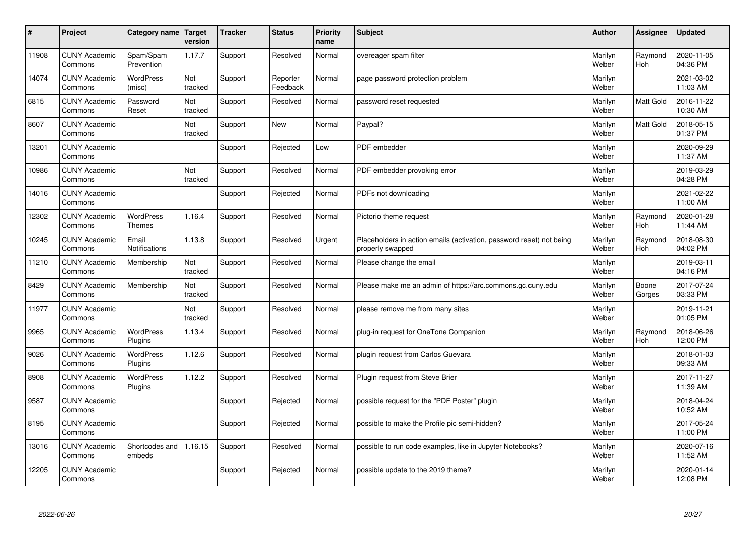| # | Project | Category name | Target version | Tracker | Status | Priority name | Subject | Author | Assignee | Updated |
|---|---|---|---|---|---|---|---|---|---|---|
| 11908 | CUNY Academic Commons | Spam/Spam Prevention | 1.17.7 | Support | Resolved | Normal | overeager spam filter | Marilyn Weber | Raymond Hoh | 2020-11-05 04:36 PM |
| 14074 | CUNY Academic Commons | WordPress (misc) | Not tracked | Support | Reporter Feedback | Normal | page password protection problem | Marilyn Weber | | 2021-03-02 11:03 AM |
| 6815 | CUNY Academic Commons | Password Reset | Not tracked | Support | Resolved | Normal | password reset requested | Marilyn Weber | Matt Gold | 2016-11-22 10:30 AM |
| 8607 | CUNY Academic Commons | | Not tracked | Support | New | Normal | Paypal? | Marilyn Weber | Matt Gold | 2018-05-15 01:37 PM |
| 13201 | CUNY Academic Commons | | | Support | Rejected | Low | PDF embedder | Marilyn Weber | | 2020-09-29 11:37 AM |
| 10986 | CUNY Academic Commons | | Not tracked | Support | Resolved | Normal | PDF embedder provoking error | Marilyn Weber | | 2019-03-29 04:28 PM |
| 14016 | CUNY Academic Commons | | | Support | Rejected | Normal | PDFs not downloading | Marilyn Weber | | 2021-02-22 11:00 AM |
| 12302 | CUNY Academic Commons | WordPress Themes | 1.16.4 | Support | Resolved | Normal | Pictorio theme request | Marilyn Weber | Raymond Hoh | 2020-01-28 11:44 AM |
| 10245 | CUNY Academic Commons | Email Notifications | 1.13.8 | Support | Resolved | Urgent | Placeholders in action emails (activation, password reset) not being properly swapped | Marilyn Weber | Raymond Hoh | 2018-08-30 04:02 PM |
| 11210 | CUNY Academic Commons | Membership | Not tracked | Support | Resolved | Normal | Please change the email | Marilyn Weber | | 2019-03-11 04:16 PM |
| 8429 | CUNY Academic Commons | Membership | Not tracked | Support | Resolved | Normal | Please make me an admin of https://arc.commons.gc.cuny.edu | Marilyn Weber | Boone Gorges | 2017-07-24 03:33 PM |
| 11977 | CUNY Academic Commons | | Not tracked | Support | Resolved | Normal | please remove me from many sites | Marilyn Weber | | 2019-11-21 01:05 PM |
| 9965 | CUNY Academic Commons | WordPress Plugins | 1.13.4 | Support | Resolved | Normal | plug-in request for OneTone Companion | Marilyn Weber | Raymond Hoh | 2018-06-26 12:00 PM |
| 9026 | CUNY Academic Commons | WordPress Plugins | 1.12.6 | Support | Resolved | Normal | plugin request from Carlos Guevara | Marilyn Weber | | 2018-01-03 09:33 AM |
| 8908 | CUNY Academic Commons | WordPress Plugins | 1.12.2 | Support | Resolved | Normal | Plugin request from Steve Brier | Marilyn Weber | | 2017-11-27 11:39 AM |
| 9587 | CUNY Academic Commons | | | Support | Rejected | Normal | possible request for the "PDF Poster" plugin | Marilyn Weber | | 2018-04-24 10:52 AM |
| 8195 | CUNY Academic Commons | | | Support | Rejected | Normal | possible to make the Profile pic semi-hidden? | Marilyn Weber | | 2017-05-24 11:00 PM |
| 13016 | CUNY Academic Commons | Shortcodes and embeds | 1.16.15 | Support | Resolved | Normal | possible to run code examples, like in Jupyter Notebooks? | Marilyn Weber | | 2020-07-16 11:52 AM |
| 12205 | CUNY Academic Commons | | | Support | Rejected | Normal | possible update to the 2019 theme? | Marilyn Weber | | 2020-01-14 12:08 PM |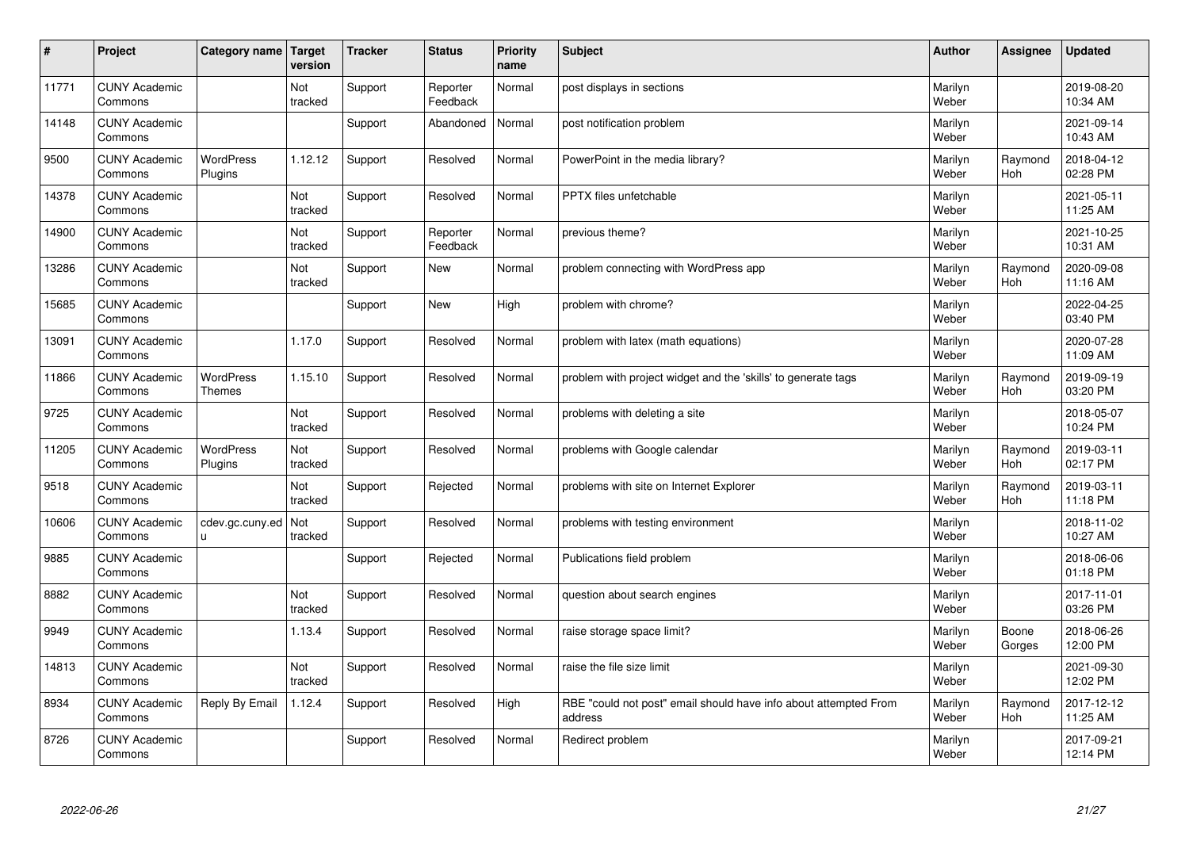| # | Project | Category name | Target version | Tracker | Status | Priority name | Subject | Author | Assignee | Updated |
|---|---|---|---|---|---|---|---|---|---|---|
| 11771 | CUNY Academic Commons | | Not tracked | Support | Reporter Feedback | Normal | post displays in sections | Marilyn Weber | | 2019-08-20 10:34 AM |
| 14148 | CUNY Academic Commons | | | Support | Abandoned | Normal | post notification problem | Marilyn Weber | | 2021-09-14 10:43 AM |
| 9500 | CUNY Academic Commons | WordPress Plugins | 1.12.12 | Support | Resolved | Normal | PowerPoint in the media library? | Marilyn Weber | Raymond Hoh | 2018-04-12 02:28 PM |
| 14378 | CUNY Academic Commons | | Not tracked | Support | Resolved | Normal | PPTX files unfetchable | Marilyn Weber | | 2021-05-11 11:25 AM |
| 14900 | CUNY Academic Commons | | Not tracked | Support | Reporter Feedback | Normal | previous theme? | Marilyn Weber | | 2021-10-25 10:31 AM |
| 13286 | CUNY Academic Commons | | Not tracked | Support | New | Normal | problem connecting with WordPress app | Marilyn Weber | Raymond Hoh | 2020-09-08 11:16 AM |
| 15685 | CUNY Academic Commons | | | Support | New | High | problem with chrome? | Marilyn Weber | | 2022-04-25 03:40 PM |
| 13091 | CUNY Academic Commons | | 1.17.0 | Support | Resolved | Normal | problem with latex (math equations) | Marilyn Weber | | 2020-07-28 11:09 AM |
| 11866 | CUNY Academic Commons | WordPress Themes | 1.15.10 | Support | Resolved | Normal | problem with project widget and the 'skills' to generate tags | Marilyn Weber | Raymond Hoh | 2019-09-19 03:20 PM |
| 9725 | CUNY Academic Commons | | Not tracked | Support | Resolved | Normal | problems with deleting a site | Marilyn Weber | | 2018-05-07 10:24 PM |
| 11205 | CUNY Academic Commons | WordPress Plugins | Not tracked | Support | Resolved | Normal | problems with Google calendar | Marilyn Weber | Raymond Hoh | 2019-03-11 02:17 PM |
| 9518 | CUNY Academic Commons | | Not tracked | Support | Rejected | Normal | problems with site on Internet Explorer | Marilyn Weber | Raymond Hoh | 2019-03-11 11:18 PM |
| 10606 | CUNY Academic Commons | cdev.gc.cuny.edu | Not tracked | Support | Resolved | Normal | problems with testing environment | Marilyn Weber | | 2018-11-02 10:27 AM |
| 9885 | CUNY Academic Commons | | | Support | Rejected | Normal | Publications field problem | Marilyn Weber | | 2018-06-06 01:18 PM |
| 8882 | CUNY Academic Commons | | Not tracked | Support | Resolved | Normal | question about search engines | Marilyn Weber | | 2017-11-01 03:26 PM |
| 9949 | CUNY Academic Commons | | 1.13.4 | Support | Resolved | Normal | raise storage space limit? | Marilyn Weber | Boone Gorges | 2018-06-26 12:00 PM |
| 14813 | CUNY Academic Commons | | Not tracked | Support | Resolved | Normal | raise the file size limit | Marilyn Weber | | 2021-09-30 12:02 PM |
| 8934 | CUNY Academic Commons | Reply By Email | 1.12.4 | Support | Resolved | High | RBE "could not post" email should have info about attempted From address | Marilyn Weber | Raymond Hoh | 2017-12-12 11:25 AM |
| 8726 | CUNY Academic Commons | | | Support | Resolved | Normal | Redirect problem | Marilyn Weber | | 2017-09-21 12:14 PM |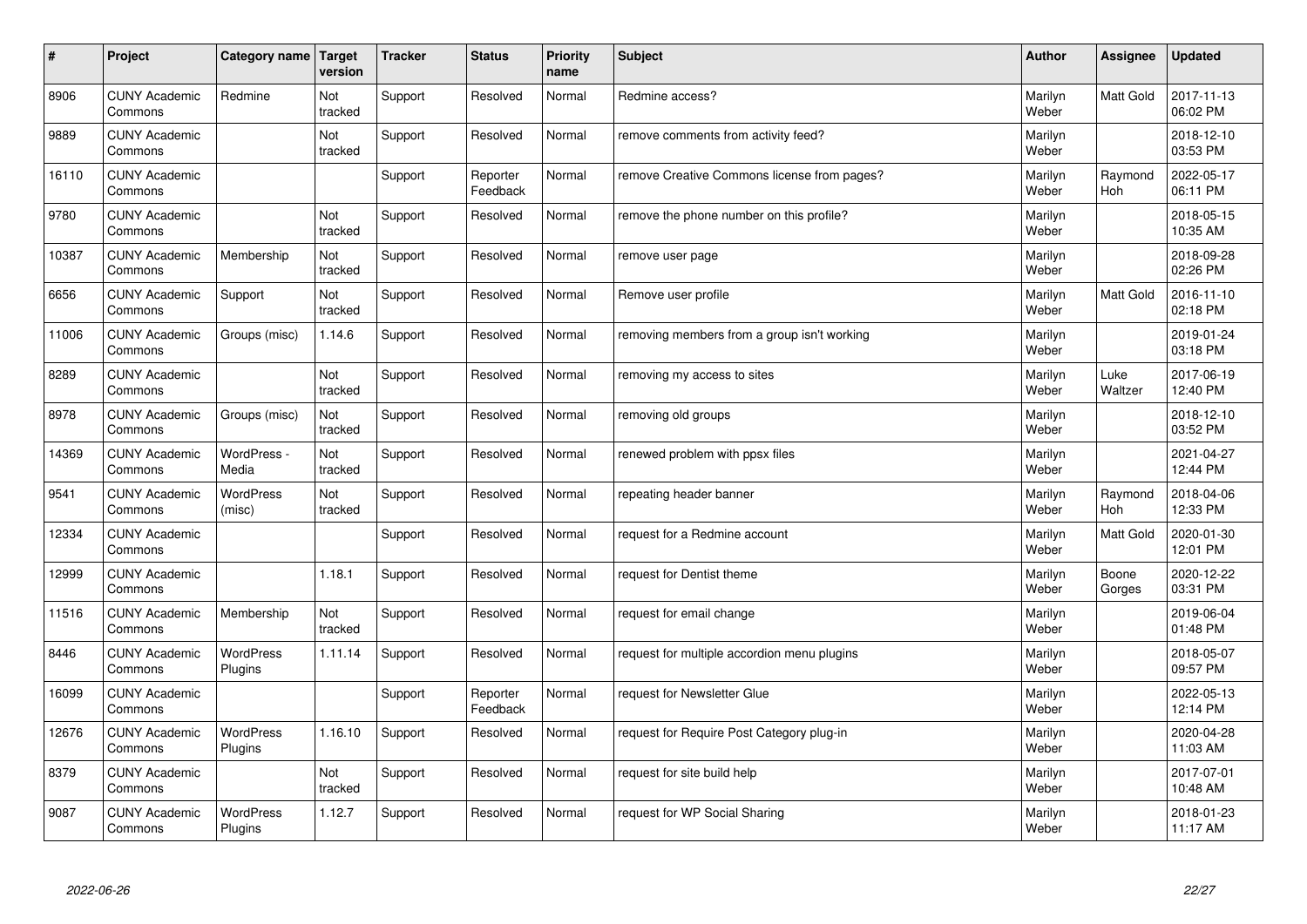| # | Project | Category name | Target version | Tracker | Status | Priority name | Subject | Author | Assignee | Updated |
|---|---|---|---|---|---|---|---|---|---|---|
| 8906 | CUNY Academic Commons | Redmine | Not tracked | Support | Resolved | Normal | Redmine access? | Marilyn Weber | Matt Gold | 2017-11-13 06:02 PM |
| 9889 | CUNY Academic Commons | | Not tracked | Support | Resolved | Normal | remove comments from activity feed? | Marilyn Weber | | 2018-12-10 03:53 PM |
| 16110 | CUNY Academic Commons | | | Support | Reporter Feedback | Normal | remove Creative Commons license from pages? | Marilyn Weber | Raymond Hoh | 2022-05-17 06:11 PM |
| 9780 | CUNY Academic Commons | | Not tracked | Support | Resolved | Normal | remove the phone number on this profile? | Marilyn Weber | | 2018-05-15 10:35 AM |
| 10387 | CUNY Academic Commons | Membership | Not tracked | Support | Resolved | Normal | remove user page | Marilyn Weber | | 2018-09-28 02:26 PM |
| 6656 | CUNY Academic Commons | Support | Not tracked | Support | Resolved | Normal | Remove user profile | Marilyn Weber | Matt Gold | 2016-11-10 02:18 PM |
| 11006 | CUNY Academic Commons | Groups (misc) | 1.14.6 | Support | Resolved | Normal | removing members from a group isn't working | Marilyn Weber | | 2019-01-24 03:18 PM |
| 8289 | CUNY Academic Commons | | Not tracked | Support | Resolved | Normal | removing my access to sites | Marilyn Weber | Luke Waltzer | 2017-06-19 12:40 PM |
| 8978 | CUNY Academic Commons | Groups (misc) | Not tracked | Support | Resolved | Normal | removing old groups | Marilyn Weber | | 2018-12-10 03:52 PM |
| 14369 | CUNY Academic Commons | WordPress - Media | Not tracked | Support | Resolved | Normal | renewed problem with ppsx files | Marilyn Weber | | 2021-04-27 12:44 PM |
| 9541 | CUNY Academic Commons | WordPress (misc) | Not tracked | Support | Resolved | Normal | repeating header banner | Marilyn Weber | Raymond Hoh | 2018-04-06 12:33 PM |
| 12334 | CUNY Academic Commons | | | Support | Resolved | Normal | request for a Redmine account | Marilyn Weber | Matt Gold | 2020-01-30 12:01 PM |
| 12999 | CUNY Academic Commons | | 1.18.1 | Support | Resolved | Normal | request for Dentist theme | Marilyn Weber | Boone Gorges | 2020-12-22 03:31 PM |
| 11516 | CUNY Academic Commons | Membership | Not tracked | Support | Resolved | Normal | request for email change | Marilyn Weber | | 2019-06-04 01:48 PM |
| 8446 | CUNY Academic Commons | WordPress Plugins | 1.11.14 | Support | Resolved | Normal | request for multiple accordion menu plugins | Marilyn Weber | | 2018-05-07 09:57 PM |
| 16099 | CUNY Academic Commons | | | Support | Reporter Feedback | Normal | request for Newsletter Glue | Marilyn Weber | | 2022-05-13 12:14 PM |
| 12676 | CUNY Academic Commons | WordPress Plugins | 1.16.10 | Support | Resolved | Normal | request for Require Post Category plug-in | Marilyn Weber | | 2020-04-28 11:03 AM |
| 8379 | CUNY Academic Commons | | Not tracked | Support | Resolved | Normal | request for site build help | Marilyn Weber | | 2017-07-01 10:48 AM |
| 9087 | CUNY Academic Commons | WordPress Plugins | 1.12.7 | Support | Resolved | Normal | request for WP Social Sharing | Marilyn Weber | | 2018-01-23 11:17 AM |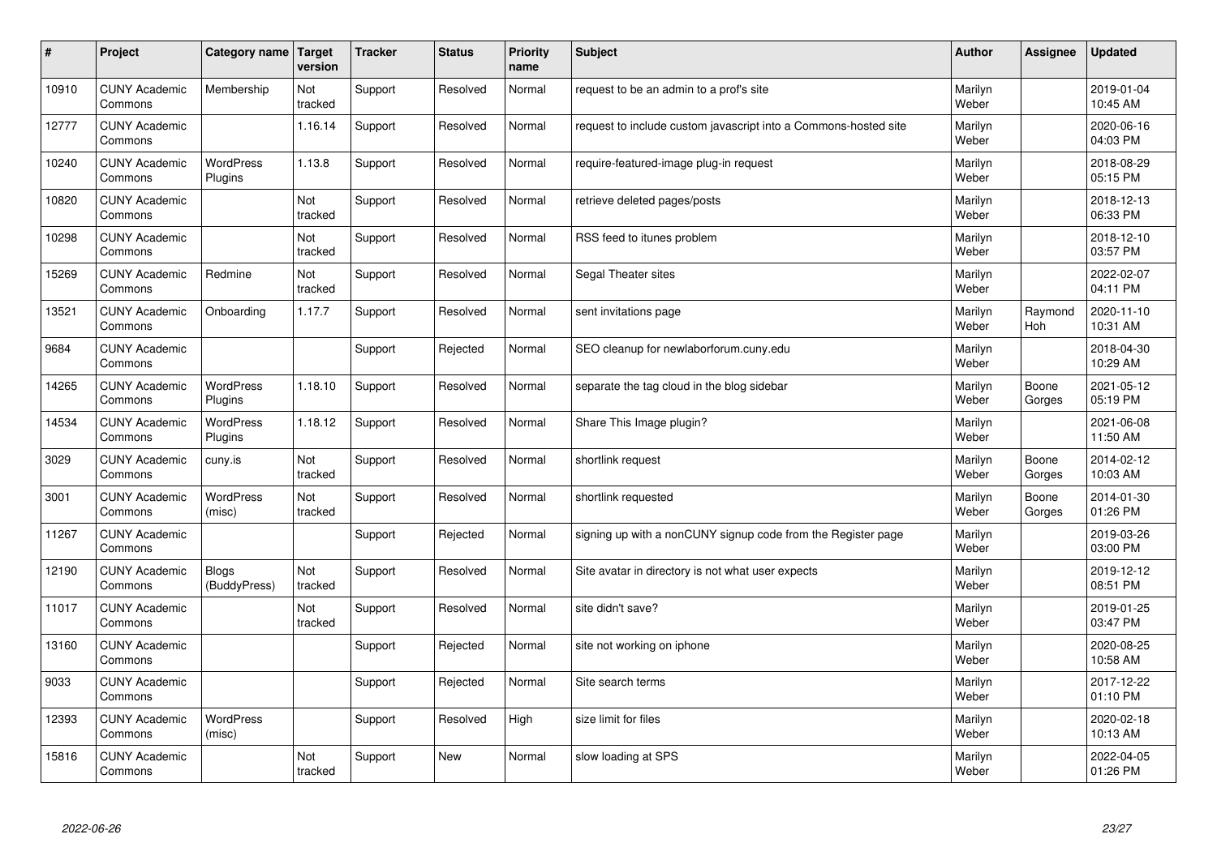| # | Project | Category name | Target version | Tracker | Status | Priority name | Subject | Author | Assignee | Updated |
|---|---|---|---|---|---|---|---|---|---|---|
| 10910 | CUNY Academic Commons | Membership | Not tracked | Support | Resolved | Normal | request to be an admin to a prof's site | Marilyn Weber | | 2019-01-04 10:45 AM |
| 12777 | CUNY Academic Commons | | 1.16.14 | Support | Resolved | Normal | request to include custom javascript into a Commons-hosted site | Marilyn Weber | | 2020-06-16 04:03 PM |
| 10240 | CUNY Academic Commons | WordPress Plugins | 1.13.8 | Support | Resolved | Normal | require-featured-image plug-in request | Marilyn Weber | | 2018-08-29 05:15 PM |
| 10820 | CUNY Academic Commons | | Not tracked | Support | Resolved | Normal | retrieve deleted pages/posts | Marilyn Weber | | 2018-12-13 06:33 PM |
| 10298 | CUNY Academic Commons | | Not tracked | Support | Resolved | Normal | RSS feed to itunes problem | Marilyn Weber | | 2018-12-10 03:57 PM |
| 15269 | CUNY Academic Commons | Redmine | Not tracked | Support | Resolved | Normal | Segal Theater sites | Marilyn Weber | | 2022-02-07 04:11 PM |
| 13521 | CUNY Academic Commons | Onboarding | 1.17.7 | Support | Resolved | Normal | sent invitations page | Marilyn Weber | Raymond Hoh | 2020-11-10 10:31 AM |
| 9684 | CUNY Academic Commons | | | Support | Rejected | Normal | SEO cleanup for newlaborforum.cuny.edu | Marilyn Weber | | 2018-04-30 10:29 AM |
| 14265 | CUNY Academic Commons | WordPress Plugins | 1.18.10 | Support | Resolved | Normal | separate the tag cloud in the blog sidebar | Marilyn Weber | Boone Gorges | 2021-05-12 05:19 PM |
| 14534 | CUNY Academic Commons | WordPress Plugins | 1.18.12 | Support | Resolved | Normal | Share This Image plugin? | Marilyn Weber | | 2021-06-08 11:50 AM |
| 3029 | CUNY Academic Commons | cuny.is | Not tracked | Support | Resolved | Normal | shortlink request | Marilyn Weber | Boone Gorges | 2014-02-12 10:03 AM |
| 3001 | CUNY Academic Commons | WordPress (misc) | Not tracked | Support | Resolved | Normal | shortlink requested | Marilyn Weber | Boone Gorges | 2014-01-30 01:26 PM |
| 11267 | CUNY Academic Commons | | | Support | Rejected | Normal | signing up with a nonCUNY signup code from the Register page | Marilyn Weber | | 2019-03-26 03:00 PM |
| 12190 | CUNY Academic Commons | Blogs (BuddyPress) | Not tracked | Support | Resolved | Normal | Site avatar in directory is not what user expects | Marilyn Weber | | 2019-12-12 08:51 PM |
| 11017 | CUNY Academic Commons | | Not tracked | Support | Resolved | Normal | site didn't save? | Marilyn Weber | | 2019-01-25 03:47 PM |
| 13160 | CUNY Academic Commons | | | Support | Rejected | Normal | site not working on iphone | Marilyn Weber | | 2020-08-25 10:58 AM |
| 9033 | CUNY Academic Commons | | | Support | Rejected | Normal | Site search terms | Marilyn Weber | | 2017-12-22 01:10 PM |
| 12393 | CUNY Academic Commons | WordPress (misc) | | Support | Resolved | High | size limit for files | Marilyn Weber | | 2020-02-18 10:13 AM |
| 15816 | CUNY Academic Commons | | Not tracked | Support | New | Normal | slow loading at SPS | Marilyn Weber | | 2022-04-05 01:26 PM |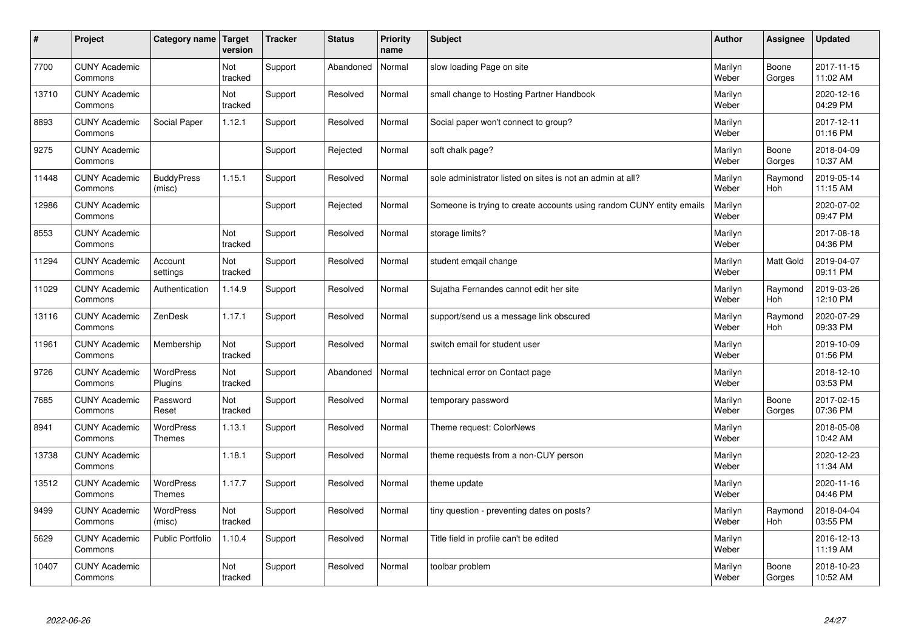| # | Project | Category name | Target version | Tracker | Status | Priority name | Subject | Author | Assignee | Updated |
|---|---|---|---|---|---|---|---|---|---|---|
| 7700 | CUNY Academic Commons | | Not tracked | Support | Abandoned | Normal | slow loading Page on site | Marilyn Weber | Boone Gorges | 2017-11-15 11:02 AM |
| 13710 | CUNY Academic Commons | | Not tracked | Support | Resolved | Normal | small change to Hosting Partner Handbook | Marilyn Weber | | 2020-12-16 04:29 PM |
| 8893 | CUNY Academic Commons | Social Paper | 1.12.1 | Support | Resolved | Normal | Social paper won't connect to group? | Marilyn Weber | | 2017-12-11 01:16 PM |
| 9275 | CUNY Academic Commons | | | Support | Rejected | Normal | soft chalk page? | Marilyn Weber | Boone Gorges | 2018-04-09 10:37 AM |
| 11448 | CUNY Academic Commons | BuddyPress (misc) | 1.15.1 | Support | Resolved | Normal | sole administrator listed on sites is not an admin at all? | Marilyn Weber | Raymond Hoh | 2019-05-14 11:15 AM |
| 12986 | CUNY Academic Commons | | | Support | Rejected | Normal | Someone is trying to create accounts using random CUNY entity emails | Marilyn Weber | | 2020-07-02 09:47 PM |
| 8553 | CUNY Academic Commons | | Not tracked | Support | Resolved | Normal | storage limits? | Marilyn Weber | | 2017-08-18 04:36 PM |
| 11294 | CUNY Academic Commons | Account settings | Not tracked | Support | Resolved | Normal | student emqail change | Marilyn Weber | Matt Gold | 2019-04-07 09:11 PM |
| 11029 | CUNY Academic Commons | Authentication | 1.14.9 | Support | Resolved | Normal | Sujatha Fernandes cannot edit her site | Marilyn Weber | Raymond Hoh | 2019-03-26 12:10 PM |
| 13116 | CUNY Academic Commons | ZenDesk | 1.17.1 | Support | Resolved | Normal | support/send us a message link obscured | Marilyn Weber | Raymond Hoh | 2020-07-29 09:33 PM |
| 11961 | CUNY Academic Commons | Membership | Not tracked | Support | Resolved | Normal | switch email for student user | Marilyn Weber | | 2019-10-09 01:56 PM |
| 9726 | CUNY Academic Commons | WordPress Plugins | Not tracked | Support | Abandoned | Normal | technical error on Contact page | Marilyn Weber | | 2018-12-10 03:53 PM |
| 7685 | CUNY Academic Commons | Password Reset | Not tracked | Support | Resolved | Normal | temporary password | Marilyn Weber | Boone Gorges | 2017-02-15 07:36 PM |
| 8941 | CUNY Academic Commons | WordPress Themes | 1.13.1 | Support | Resolved | Normal | Theme request: ColorNews | Marilyn Weber | | 2018-05-08 10:42 AM |
| 13738 | CUNY Academic Commons | | 1.18.1 | Support | Resolved | Normal | theme requests from a non-CUY person | Marilyn Weber | | 2020-12-23 11:34 AM |
| 13512 | CUNY Academic Commons | WordPress Themes | 1.17.7 | Support | Resolved | Normal | theme update | Marilyn Weber | | 2020-11-16 04:46 PM |
| 9499 | CUNY Academic Commons | WordPress (misc) | Not tracked | Support | Resolved | Normal | tiny question - preventing dates on posts? | Marilyn Weber | Raymond Hoh | 2018-04-04 03:55 PM |
| 5629 | CUNY Academic Commons | Public Portfolio | 1.10.4 | Support | Resolved | Normal | Title field in profile can't be edited | Marilyn Weber | | 2016-12-13 11:19 AM |
| 10407 | CUNY Academic Commons | | Not tracked | Support | Resolved | Normal | toolbar problem | Marilyn Weber | Boone Gorges | 2018-10-23 10:52 AM |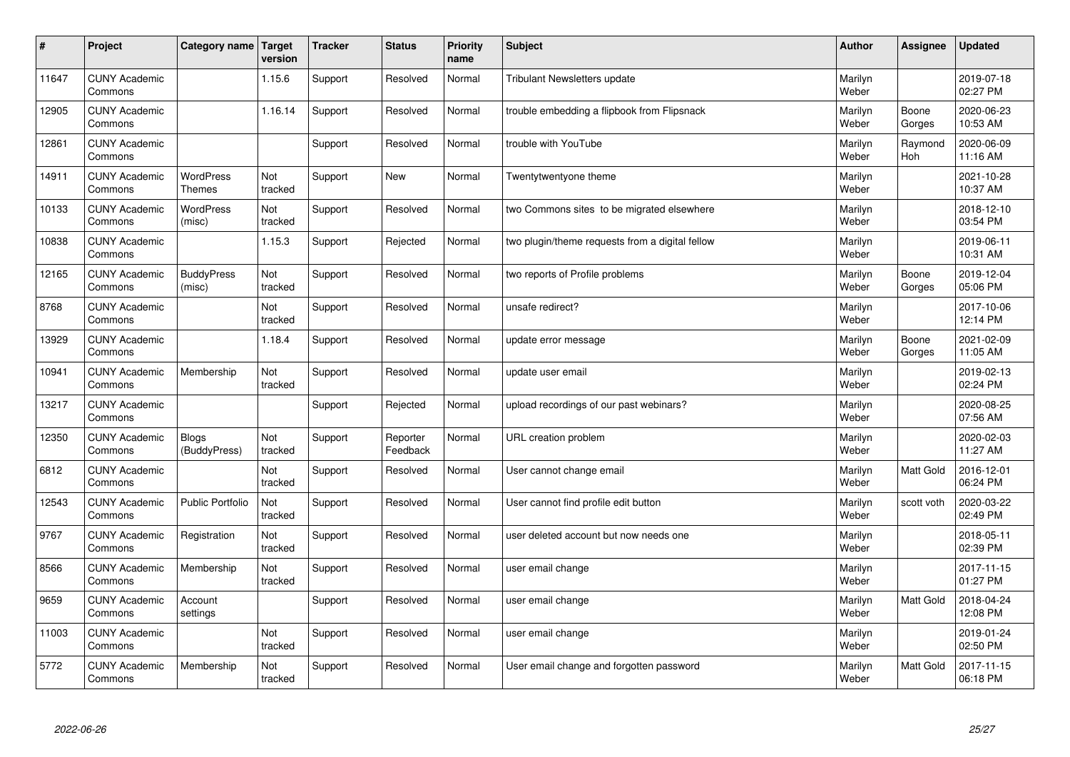| # | Project | Category name | Target version | Tracker | Status | Priority name | Subject | Author | Assignee | Updated |
|---|---|---|---|---|---|---|---|---|---|---|
| 11647 | CUNY Academic Commons | | 1.15.6 | Support | Resolved | Normal | Tribulant Newsletters update | Marilyn Weber | | 2019-07-18 02:27 PM |
| 12905 | CUNY Academic Commons | | 1.16.14 | Support | Resolved | Normal | trouble embedding a flipbook from Flipsnack | Marilyn Weber | Boone Gorges | 2020-06-23 10:53 AM |
| 12861 | CUNY Academic Commons | | | Support | Resolved | Normal | trouble with YouTube | Marilyn Weber | Raymond Hoh | 2020-06-09 11:16 AM |
| 14911 | CUNY Academic Commons | WordPress Themes | Not tracked | Support | New | Normal | Twentytwentyone theme | Marilyn Weber | | 2021-10-28 10:37 AM |
| 10133 | CUNY Academic Commons | WordPress (misc) | Not tracked | Support | Resolved | Normal | two Commons sites to be migrated elsewhere | Marilyn Weber | | 2018-12-10 03:54 PM |
| 10838 | CUNY Academic Commons | | 1.15.3 | Support | Rejected | Normal | two plugin/theme requests from a digital fellow | Marilyn Weber | | 2019-06-11 10:31 AM |
| 12165 | CUNY Academic Commons | BuddyPress (misc) | Not tracked | Support | Resolved | Normal | two reports of Profile problems | Marilyn Weber | Boone Gorges | 2019-12-04 05:06 PM |
| 8768 | CUNY Academic Commons | | Not tracked | Support | Resolved | Normal | unsafe redirect? | Marilyn Weber | | 2017-10-06 12:14 PM |
| 13929 | CUNY Academic Commons | | 1.18.4 | Support | Resolved | Normal | update error message | Marilyn Weber | Boone Gorges | 2021-02-09 11:05 AM |
| 10941 | CUNY Academic Commons | Membership | Not tracked | Support | Resolved | Normal | update user email | Marilyn Weber | | 2019-02-13 02:24 PM |
| 13217 | CUNY Academic Commons | | | Support | Rejected | Normal | upload recordings of our past webinars? | Marilyn Weber | | 2020-08-25 07:56 AM |
| 12350 | CUNY Academic Commons | Blogs (BuddyPress) | Not tracked | Support | Reporter Feedback | Normal | URL creation problem | Marilyn Weber | | 2020-02-03 11:27 AM |
| 6812 | CUNY Academic Commons | | Not tracked | Support | Resolved | Normal | User cannot change email | Marilyn Weber | Matt Gold | 2016-12-01 06:24 PM |
| 12543 | CUNY Academic Commons | Public Portfolio | Not tracked | Support | Resolved | Normal | User cannot find profile edit button | Marilyn Weber | scott voth | 2020-03-22 02:49 PM |
| 9767 | CUNY Academic Commons | Registration | Not tracked | Support | Resolved | Normal | user deleted account but now needs one | Marilyn Weber | | 2018-05-11 02:39 PM |
| 8566 | CUNY Academic Commons | Membership | Not tracked | Support | Resolved | Normal | user email change | Marilyn Weber | | 2017-11-15 01:27 PM |
| 9659 | CUNY Academic Commons | Account settings | | Support | Resolved | Normal | user email change | Marilyn Weber | Matt Gold | 2018-04-24 12:08 PM |
| 11003 | CUNY Academic Commons | | Not tracked | Support | Resolved | Normal | user email change | Marilyn Weber | | 2019-01-24 02:50 PM |
| 5772 | CUNY Academic Commons | Membership | Not tracked | Support | Resolved | Normal | User email change and forgotten password | Marilyn Weber | Matt Gold | 2017-11-15 06:18 PM |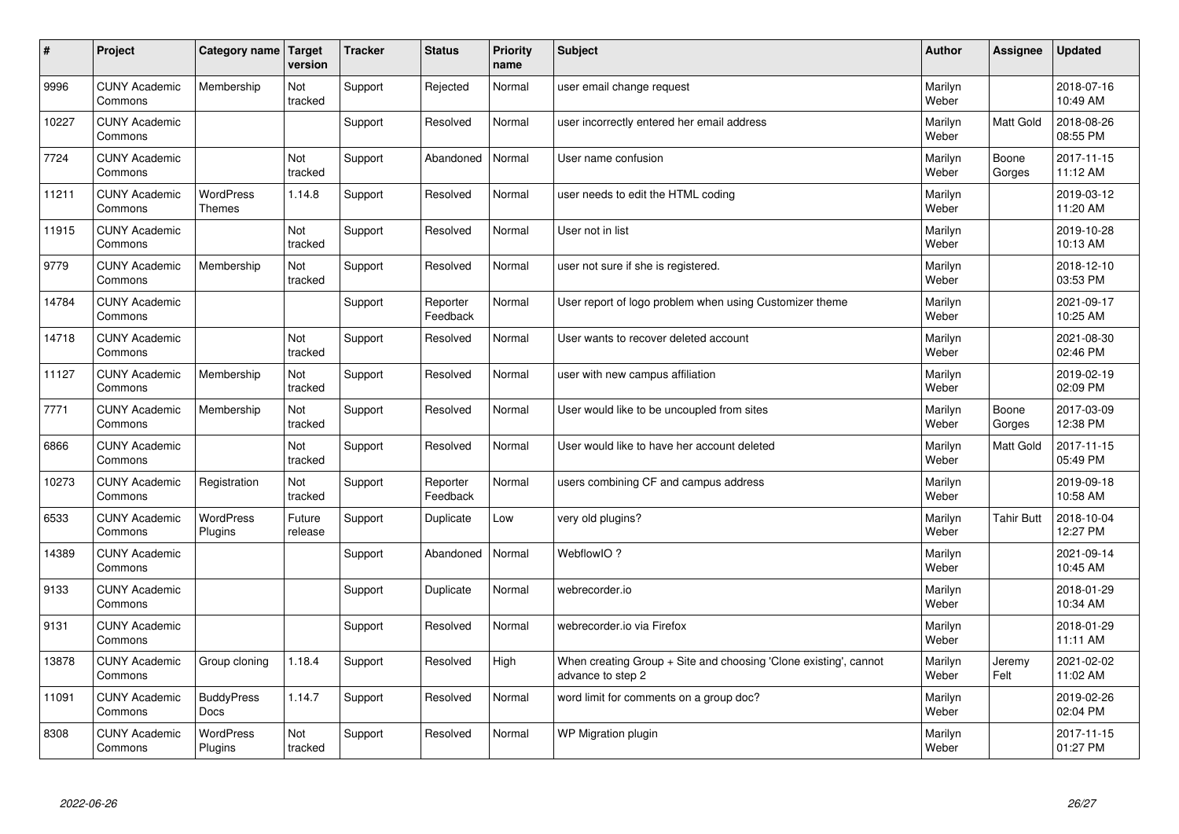| # | Project | Category name | Target version | Tracker | Status | Priority name | Subject | Author | Assignee | Updated |
|---|---|---|---|---|---|---|---|---|---|---|
| 9996 | CUNY Academic Commons | Membership | Not tracked | Support | Rejected | Normal | user email change request | Marilyn Weber | | 2018-07-16 10:49 AM |
| 10227 | CUNY Academic Commons | | | Support | Resolved | Normal | user incorrectly entered her email address | Marilyn Weber | Matt Gold | 2018-08-26 08:55 PM |
| 7724 | CUNY Academic Commons | | Not tracked | Support | Abandoned | Normal | User name confusion | Marilyn Weber | Boone Gorges | 2017-11-15 11:12 AM |
| 11211 | CUNY Academic Commons | WordPress Themes | 1.14.8 | Support | Resolved | Normal | user needs to edit the HTML coding | Marilyn Weber | | 2019-03-12 11:20 AM |
| 11915 | CUNY Academic Commons | | Not tracked | Support | Resolved | Normal | User not in list | Marilyn Weber | | 2019-10-28 10:13 AM |
| 9779 | CUNY Academic Commons | Membership | Not tracked | Support | Resolved | Normal | user not sure if she is registered. | Marilyn Weber | | 2018-12-10 03:53 PM |
| 14784 | CUNY Academic Commons | | | Support | Reporter Feedback | Normal | User report of logo problem when using Customizer theme | Marilyn Weber | | 2021-09-17 10:25 AM |
| 14718 | CUNY Academic Commons | | Not tracked | Support | Resolved | Normal | User wants to recover deleted account | Marilyn Weber | | 2021-08-30 02:46 PM |
| 11127 | CUNY Academic Commons | Membership | Not tracked | Support | Resolved | Normal | user with new campus affiliation | Marilyn Weber | | 2019-02-19 02:09 PM |
| 7771 | CUNY Academic Commons | Membership | Not tracked | Support | Resolved | Normal | User would like to be uncoupled from sites | Marilyn Weber | Boone Gorges | 2017-03-09 12:38 PM |
| 6866 | CUNY Academic Commons | | Not tracked | Support | Resolved | Normal | User would like to have her account deleted | Marilyn Weber | Matt Gold | 2017-11-15 05:49 PM |
| 10273 | CUNY Academic Commons | Registration | Not tracked | Support | Reporter Feedback | Normal | users combining CF and campus address | Marilyn Weber | | 2019-09-18 10:58 AM |
| 6533 | CUNY Academic Commons | WordPress Plugins | Future release | Support | Duplicate | Low | very old plugins? | Marilyn Weber | Tahir Butt | 2018-10-04 12:27 PM |
| 14389 | CUNY Academic Commons | | | Support | Abandoned | Normal | WebflowIO ? | Marilyn Weber | | 2021-09-14 10:45 AM |
| 9133 | CUNY Academic Commons | | | Support | Duplicate | Normal | webrecorder.io | Marilyn Weber | | 2018-01-29 10:34 AM |
| 9131 | CUNY Academic Commons | | | Support | Resolved | Normal | webrecorder.io via Firefox | Marilyn Weber | | 2018-01-29 11:11 AM |
| 13878 | CUNY Academic Commons | Group cloning | 1.18.4 | Support | Resolved | High | When creating Group + Site and choosing 'Clone existing', cannot advance to step 2 | Marilyn Weber | Jeremy Felt | 2021-02-02 11:02 AM |
| 11091 | CUNY Academic Commons | BuddyPress Docs | 1.14.7 | Support | Resolved | Normal | word limit for comments on a group doc? | Marilyn Weber | | 2019-02-26 02:04 PM |
| 8308 | CUNY Academic Commons | WordPress Plugins | Not tracked | Support | Resolved | Normal | WP Migration plugin | Marilyn Weber | | 2017-11-15 01:27 PM |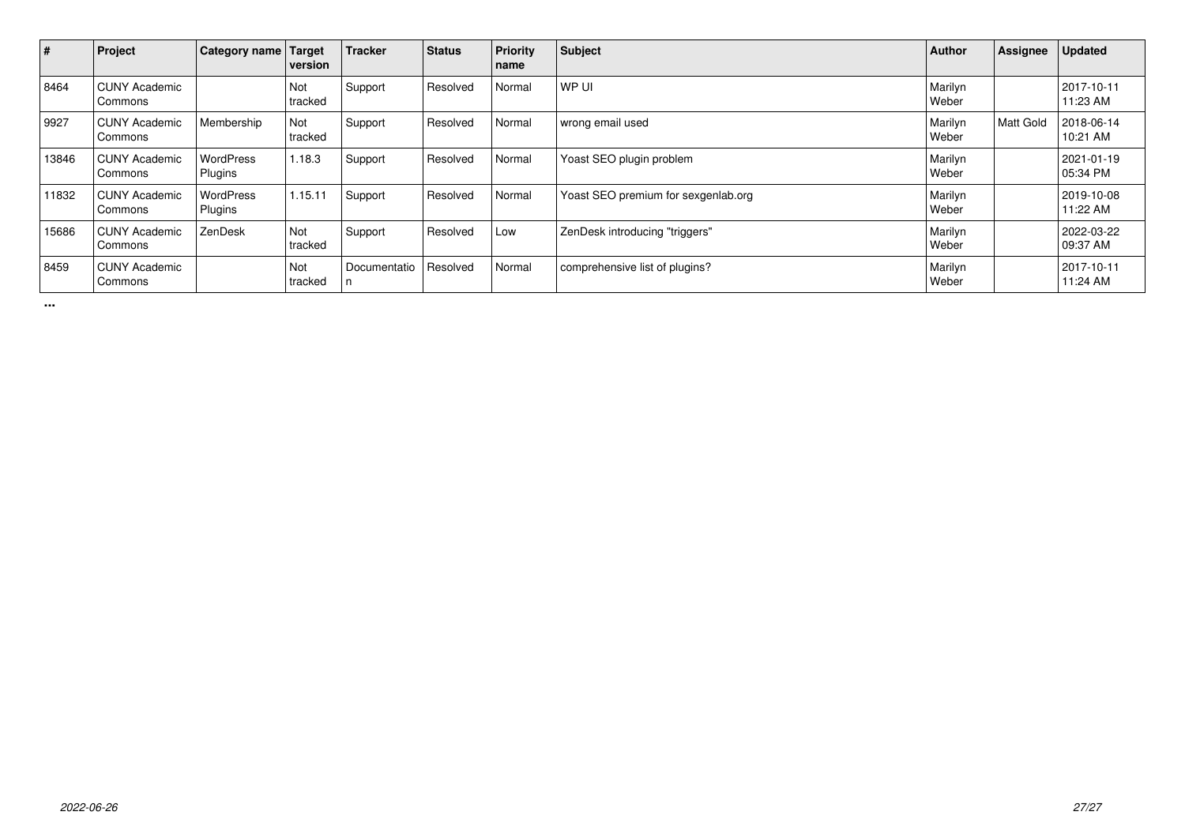| # | Project | Category name | Target version | Tracker | Status | Priority name | Subject | Author | Assignee | Updated |
|---|---|---|---|---|---|---|---|---|---|---|
| 8464 | CUNY Academic Commons | | Not tracked | Support | Resolved | Normal | WP UI | Marilyn Weber | | 2017-10-11 11:23 AM |
| 9927 | CUNY Academic Commons | Membership | Not tracked | Support | Resolved | Normal | wrong email used | Marilyn Weber | Matt Gold | 2018-06-14 10:21 AM |
| 13846 | CUNY Academic Commons | WordPress Plugins | 1.18.3 | Support | Resolved | Normal | Yoast SEO plugin problem | Marilyn Weber | | 2021-01-19 05:34 PM |
| 11832 | CUNY Academic Commons | WordPress Plugins | 1.15.11 | Support | Resolved | Normal | Yoast SEO premium for sexgenlab.org | Marilyn Weber | | 2019-10-08 11:22 AM |
| 15686 | CUNY Academic Commons | ZenDesk | Not tracked | Support | Resolved | Low | ZenDesk introducing "triggers" | Marilyn Weber | | 2022-03-22 09:37 AM |
| 8459 | CUNY Academic Commons | | Not tracked | Documentation | Resolved | Normal | comprehensive list of plugins? | Marilyn Weber | | 2017-10-11 11:24 AM |

**...**